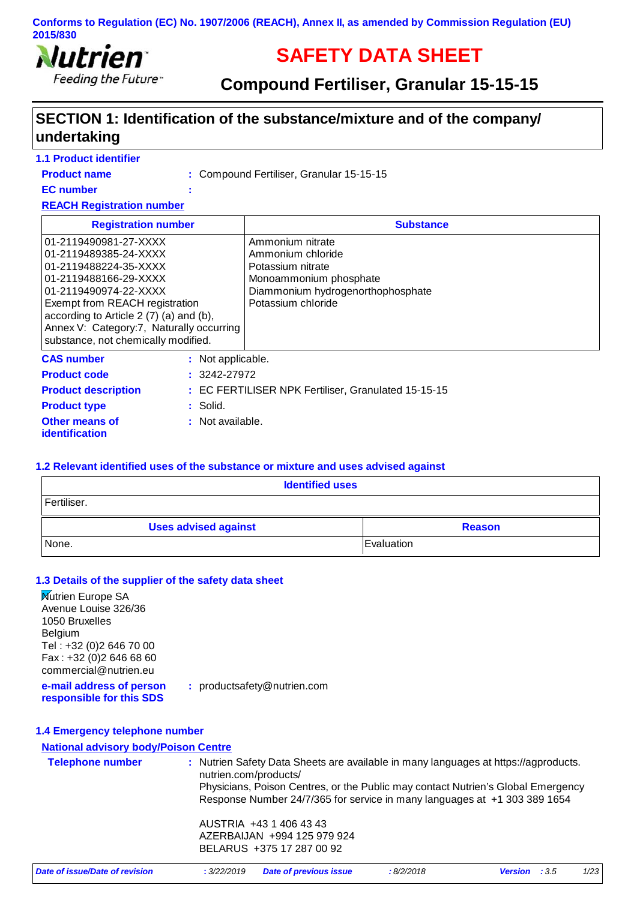**Conforms to Regulation (EC) No. 1907/2006 (REACH), Annex II, as amended by Commission Regulation (EU) 2015/830**

Nutrien
Feeding the Future™

# SAFETY DATA SHEET

## Compound Fertiliser, Granular 15-15-15

## SECTION 1: Identification of the substance/mixture and of the company/ undertaking

### 1.1 Product identifier

**Product name** : Compound Fertiliser, Granular 15-15-15

**EC number** :

**REACH Registration number**

| Registration number | Substance |
| --- | --- |
| 01-2119490981-27-XXXX<br>01-2119489385-24-XXXX<br>01-2119488224-35-XXXX<br>01-2119488166-29-XXXX<br>01-2119490974-22-XXXX<br>Exempt from REACH registration according to Article 2 (7) (a) and (b), Annex V: Category:7, Naturally occurring substance, not chemically modified. | Ammonium nitrate<br>Ammonium chloride<br>Potassium nitrate<br>Monoammonium phosphate<br>Diammonium hydrogenorthophosphate<br>Potassium chloride |

**CAS number** : Not applicable.

**Product code** : 3242-27972

**Product description** : EC FERTILISER NPK Fertiliser, Granulated 15-15-15

**Product type** : Solid.

**Other means of identification** : Not available.

### 1.2 Relevant identified uses of the substance or mixture and uses advised against

| Identified uses |
| --- |
| Fertiliser. |

| Uses advised against | Reason |
| --- | --- |
| None. | Evaluation |

### 1.3 Details of the supplier of the safety data sheet

Nutrien Europe SA
Avenue Louise 326/36
1050 Bruxelles
Belgium
Tel : +32 (0)2 646 70 00
Fax : +32 (0)2 646 68 60
commercial@nutrien.eu

**e-mail address of person responsible for this SDS** : productsafety@nutrien.com

### 1.4 Emergency telephone number

**National advisory body/Poison Centre**

**Telephone number** : Nutrien Safety Data Sheets are available in many languages at https://agproducts.nutrien.com/products/
Physicians, Poison Centres, or the Public may contact Nutrien's Global Emergency Response Number 24/7/365 for service in many languages at +1 303 389 1654

AUSTRIA +43 1 406 43 43
AZERBAIJAN +994 125 979 924
BELARUS +375 17 287 00 92

*Date of issue/Date of revision* : 3/22/2019 *Date of previous issue* : 8/2/2018 *Version* : 3.5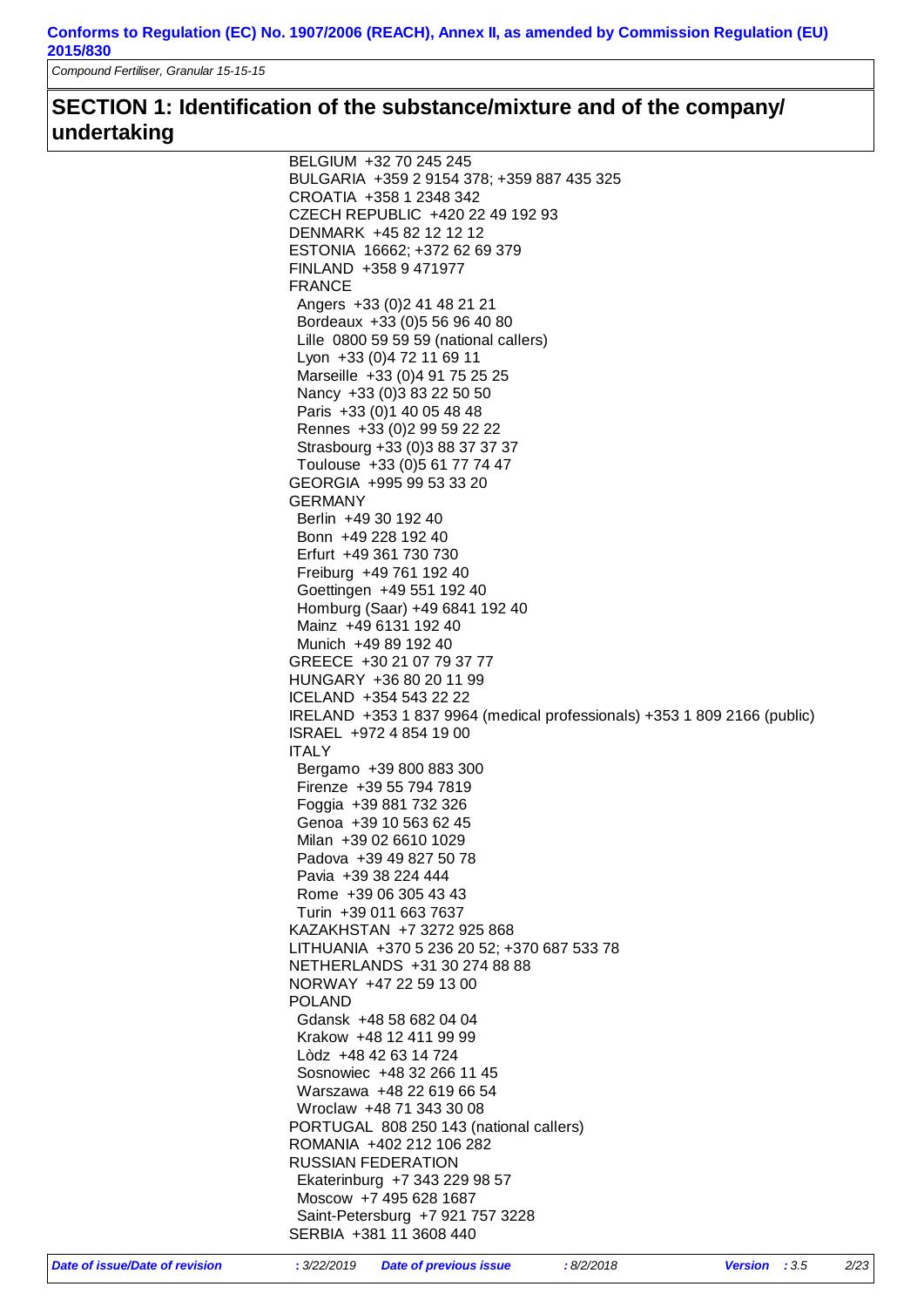## SECTION 1: Identification of the substance/mixture and of the company/ undertaking

BELGIUM +32 70 245 245
BULGARIA +359 2 9154 378; +359 887 435 325
CROATIA +358 1 2348 342
CZECH REPUBLIC +420 22 49 192 93
DENMARK +45 82 12 12 12
ESTONIA 16662; +372 62 69 379
FINLAND +358 9 471977
FRANCE
- Angers +33 (0)2 41 48 21 21
- Bordeaux +33 (0)5 56 96 40 80
- Lille 0800 59 59 59 (national callers)
- Lyon +33 (0)4 72 11 69 11
- Marseille +33 (0)4 91 75 25 25
- Nancy +33 (0)3 83 22 50 50
- Paris +33 (0)1 40 05 48 48
- Rennes +33 (0)2 99 59 22 22
- Strasbourg +33 (0)3 88 37 37 37
- Toulouse +33 (0)5 61 77 74 47

GEORGIA +995 99 53 33 20
GERMANY
- Berlin +49 30 192 40
- Bonn +49 228 192 40
- Erfurt +49 361 730 730
- Freiburg +49 761 192 40
- Goettingen +49 551 192 40
- Homburg (Saar) +49 6841 192 40
- Mainz +49 6131 192 40
- Munich +49 89 192 40

GREECE +30 21 07 79 37 77
HUNGARY +36 80 20 11 99
ICELAND +354 543 22 22
IRELAND +353 1 837 9964 (medical professionals) +353 1 809 2166 (public)
ISRAEL +972 4 854 19 00
ITALY
- Bergamo +39 800 883 300
- Firenze +39 55 794 7819
- Foggia +39 881 732 326
- Genoa +39 10 563 62 45
- Milan +39 02 6610 1029
- Padova +39 49 827 50 78
- Pavia +39 38 224 444
- Rome +39 06 305 43 43
- Turin +39 011 663 7637

KAZAKHSTAN +7 3272 925 868
LITHUANIA +370 5 236 20 52; +370 687 533 78
NETHERLANDS +31 30 274 88 88
NORWAY +47 22 59 13 00
POLAND
- Gdansk +48 58 682 04 04
- Krakow +48 12 411 99 99
- Lòdz +48 42 63 14 724
- Sosnowiec +48 32 266 11 45
- Warszawa +48 22 619 66 54
- Wroclaw +48 71 343 30 08

PORTUGAL 808 250 143 (national callers)
ROMANIA +402 212 106 282
RUSSIAN FEDERATION
- Ekaterinburg +7 343 229 98 57
- Moscow +7 495 628 1687
- Saint-Petersburg +7 921 757 3228

SERBIA +381 11 3608 440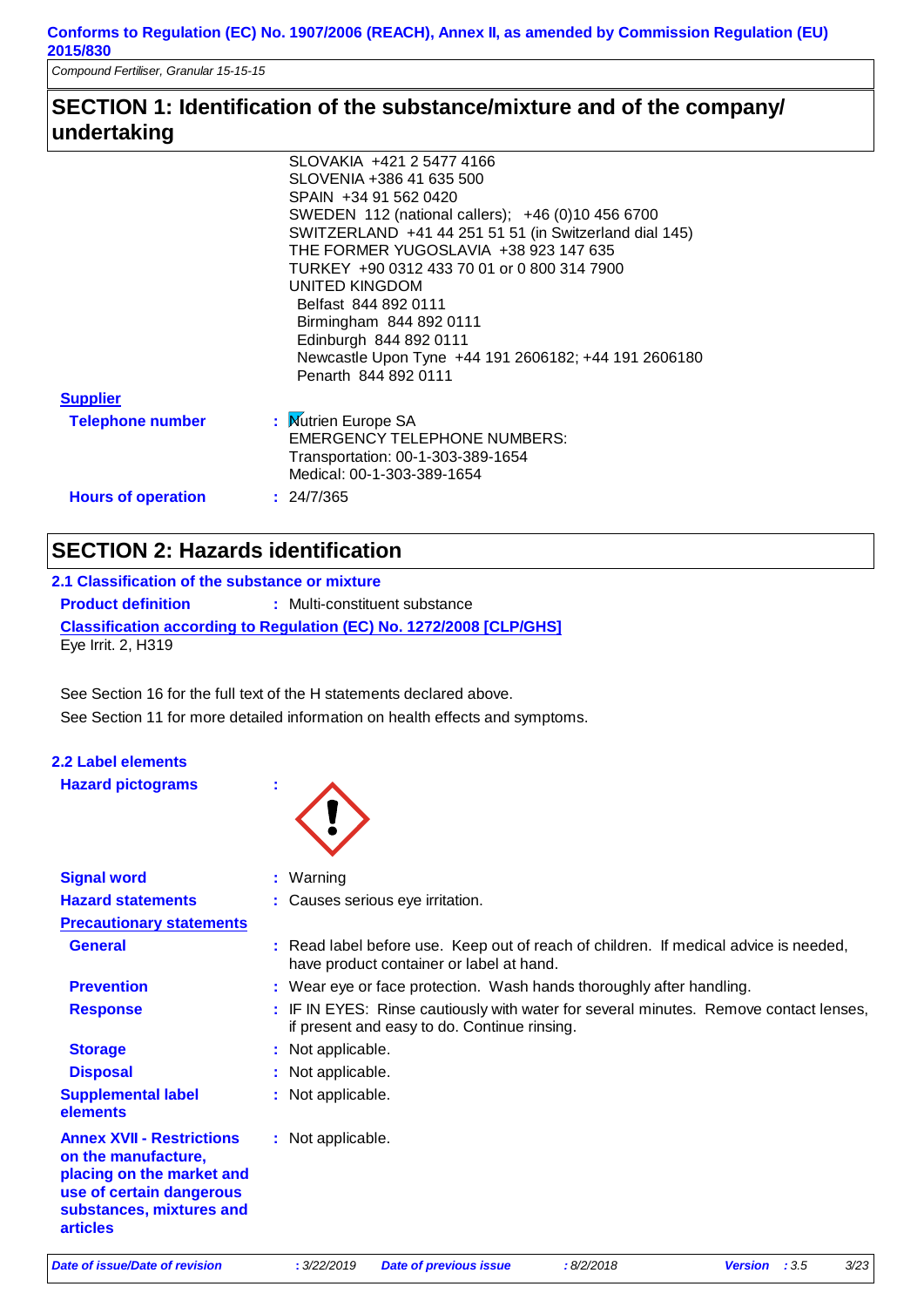## SECTION 1: Identification of the substance/mixture and of the company/ undertaking

SLOVAKIA +421 2 5477 4166
SLOVENIA +386 41 635 500
SPAIN +34 91 562 0420
SWEDEN 112 (national callers); +46 (0)10 456 6700
SWITZERLAND +41 44 251 51 51 (in Switzerland dial 145)
THE FORMER YUGOSLAVIA +38 923 147 635
TURKEY +90 0312 433 70 01 or 0 800 314 7900
UNITED KINGDOM
Belfast 844 892 0111
Birmingham 844 892 0111
Edinburgh 844 892 0111
Newcastle Upon Tyne +44 191 2606182; +44 191 2606180
Penarth 844 892 0111

**Supplier**

**Telephone number** : Nutrien Europe SA
EMERGENCY TELEPHONE NUMBERS:
Transportation: 00-1-303-389-1654
Medical: 00-1-303-389-1654

**Hours of operation** : 24/7/365

## SECTION 2: Hazards identification

### 2.1 Classification of the substance or mixture

**Product definition** : Multi-constituent substance

**Classification according to Regulation (EC) No. 1272/2008 [CLP/GHS]**

Eye Irrit. 2, H319

See Section 16 for the full text of the H statements declared above.

See Section 11 for more detailed information on health effects and symptoms.

### 2.2 Label elements

**Hazard pictograms** :

**Signal word** : Warning

**Hazard statements** : Causes serious eye irritation.

**Precautionary statements**

**General** : Read label before use. Keep out of reach of children. If medical advice is needed, have product container or label at hand.

**Prevention** : Wear eye or face protection. Wash hands thoroughly after handling.

**Response** : IF IN EYES: Rinse cautiously with water for several minutes. Remove contact lenses, if present and easy to do. Continue rinsing.

**Storage** : Not applicable.

**Disposal** : Not applicable.

**Supplemental label elements** : Not applicable.

**Annex XVII - Restrictions on the manufacture, placing on the market and use of certain dangerous substances, mixtures and articles** : Not applicable.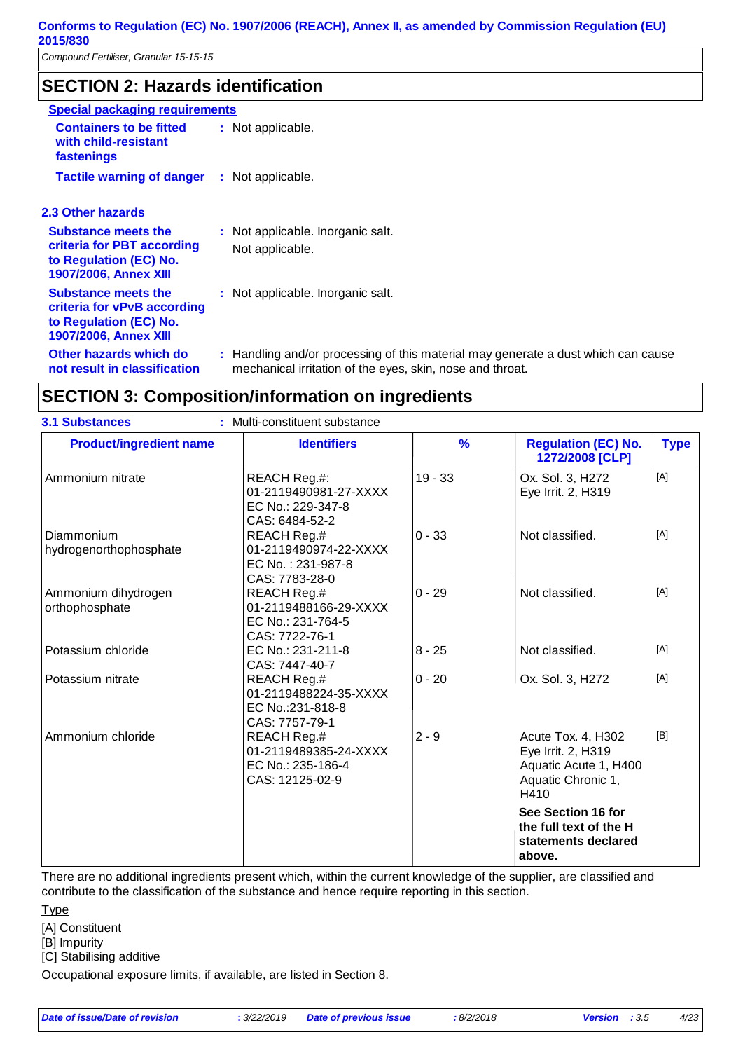## SECTION 2: Hazards identification

**Special packaging requirements**

**Containers to be fitted with child-resistant fastenings** : Not applicable.

**Tactile warning of danger** : Not applicable.

### 2.3 Other hazards

**Substance meets the criteria for PBT according to Regulation (EC) No. 1907/2006, Annex XIII** : Not applicable. Inorganic salt.
Not applicable.

**Substance meets the criteria for vPvB according to Regulation (EC) No. 1907/2006, Annex XIII** : Not applicable. Inorganic salt.

**Other hazards which do not result in classification** : Handling and/or processing of this material may generate a dust which can cause mechanical irritation of the eyes, skin, nose and throat.

## SECTION 3: Composition/information on ingredients

**3.1 Substances** : Multi-constituent substance

| Product/ingredient name | Identifiers | % | Regulation (EC) No. 1272/2008 [CLP] | Type |
|---|---|---|---|---|
| Ammonium nitrate | REACH Reg.#: 01-2119490981-27-XXXX<br>EC No.: 229-347-8<br>CAS: 6484-52-2 | 19 - 33 | Ox. Sol. 3, H272<br>Eye Irrit. 2, H319 | [A] |
| Diammonium hydrogenorthophosphate | REACH Reg.# 01-2119490974-22-XXXX<br>EC No. : 231-987-8<br>CAS: 7783-28-0 | 0 - 33 | Not classified. | [A] |
| Ammonium dihydrogen orthophosphate | REACH Reg.# 01-2119488166-29-XXXX<br>EC No.: 231-764-5<br>CAS: 7722-76-1 | 0 - 29 | Not classified. | [A] |
| Potassium chloride | EC No.: 231-211-8<br>CAS: 7447-40-7 | 8 - 25 | Not classified. | [A] |
| Potassium nitrate | REACH Reg.# 01-2119488224-35-XXXX<br>EC No.:231-818-8<br>CAS: 7757-79-1 | 0 - 20 | Ox. Sol. 3, H272 | [A] |
| Ammonium chloride | REACH Reg.# 01-2119489385-24-XXXX<br>EC No.: 235-186-4<br>CAS: 12125-02-9 | 2 - 9 | Acute Tox. 4, H302<br>Eye Irrit. 2, H319<br>Aquatic Acute 1, H400<br>Aquatic Chronic 1, H410 | [B] |
| | | | **See Section 16 for the full text of the H statements declared above.** | |

There are no additional ingredients present which, within the current knowledge of the supplier, are classified and contribute to the classification of the substance and hence require reporting in this section.

Type

[A] Constituent
[B] Impurity
[C] Stabilising additive

Occupational exposure limits, if available, are listed in Section 8.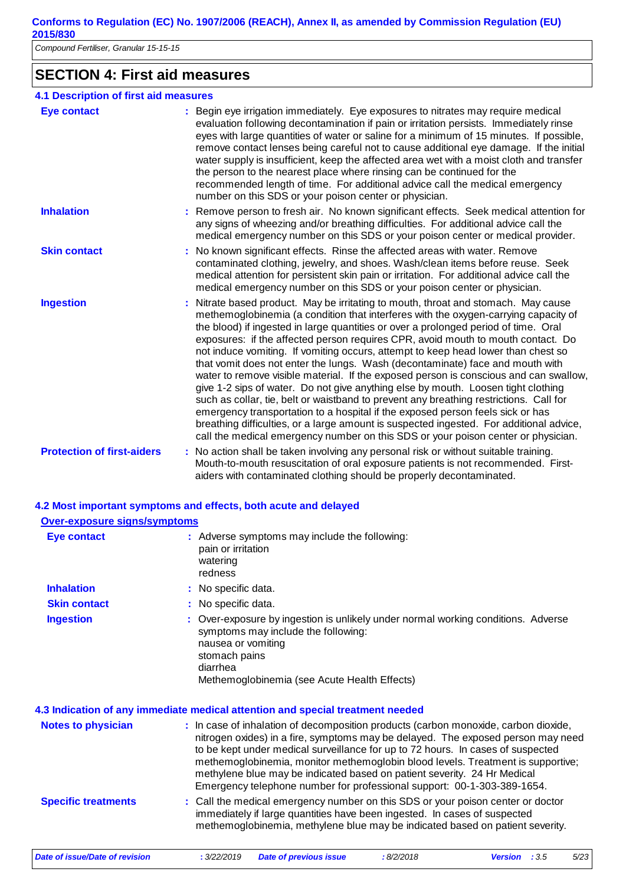## SECTION 4: First aid measures

### 4.1 Description of first aid measures

**Eye contact** : Begin eye irrigation immediately. Eye exposures to nitrates may require medical evaluation following decontamination if pain or irritation persists. Immediately rinse eyes with large quantities of water or saline for a minimum of 15 minutes. If possible, remove contact lenses being careful not to cause additional eye damage. If the initial water supply is insufficient, keep the affected area wet with a moist cloth and transfer the person to the nearest place where rinsing can be continued for the recommended length of time. For additional advice call the medical emergency number on this SDS or your poison center or physician.

**Inhalation** : Remove person to fresh air. No known significant effects. Seek medical attention for any signs of wheezing and/or breathing difficulties. For additional advice call the medical emergency number on this SDS or your poison center or medical provider.

**Skin contact** : No known significant effects. Rinse the affected areas with water. Remove contaminated clothing, jewelry, and shoes. Wash/clean items before reuse. Seek medical attention for persistent skin pain or irritation. For additional advice call the medical emergency number on this SDS or your poison center or physician.

**Ingestion** : Nitrate based product. May be irritating to mouth, throat and stomach. May cause methemoglobinemia (a condition that interferes with the oxygen-carrying capacity of the blood) if ingested in large quantities or over a prolonged period of time. Oral exposures: if the affected person requires CPR, avoid mouth to mouth contact. Do not induce vomiting. If vomiting occurs, attempt to keep head lower than chest so that vomit does not enter the lungs. Wash (decontaminate) face and mouth with water to remove visible material. If the exposed person is conscious and can swallow, give 1-2 sips of water. Do not give anything else by mouth. Loosen tight clothing such as collar, tie, belt or waistband to prevent any breathing restrictions. Call for emergency transportation to a hospital if the exposed person feels sick or has breathing difficulties, or a large amount is suspected ingested. For additional advice, call the medical emergency number on this SDS or your poison center or physician.

**Protection of first-aiders** : No action shall be taken involving any personal risk or without suitable training. Mouth-to-mouth resuscitation of oral exposure patients is not recommended. First-aiders with contaminated clothing should be properly decontaminated.

### 4.2 Most important symptoms and effects, both acute and delayed

**Over-exposure signs/symptoms**

**Eye contact** : Adverse symptoms may include the following:
pain or irritation
watering
redness

**Inhalation** : No specific data.

**Skin contact** : No specific data.

**Ingestion** : Over-exposure by ingestion is unlikely under normal working conditions. Adverse symptoms may include the following:
nausea or vomiting
stomach pains
diarrhea
Methemoglobinemia (see Acute Health Effects)

### 4.3 Indication of any immediate medical attention and special treatment needed

**Notes to physician** : In case of inhalation of decomposition products (carbon monoxide, carbon dioxide, nitrogen oxides) in a fire, symptoms may be delayed. The exposed person may need to be kept under medical surveillance for up to 72 hours. In cases of suspected methemoglobinemia, monitor methemoglobin blood levels. Treatment is supportive; methylene blue may be indicated based on patient severity. 24 Hr Medical Emergency telephone number for professional support: 00-1-303-389-1654.

**Specific treatments** : Call the medical emergency number on this SDS or your poison center or doctor immediately if large quantities have been ingested. In cases of suspected methemoglobinemia, methylene blue may be indicated based on patient severity.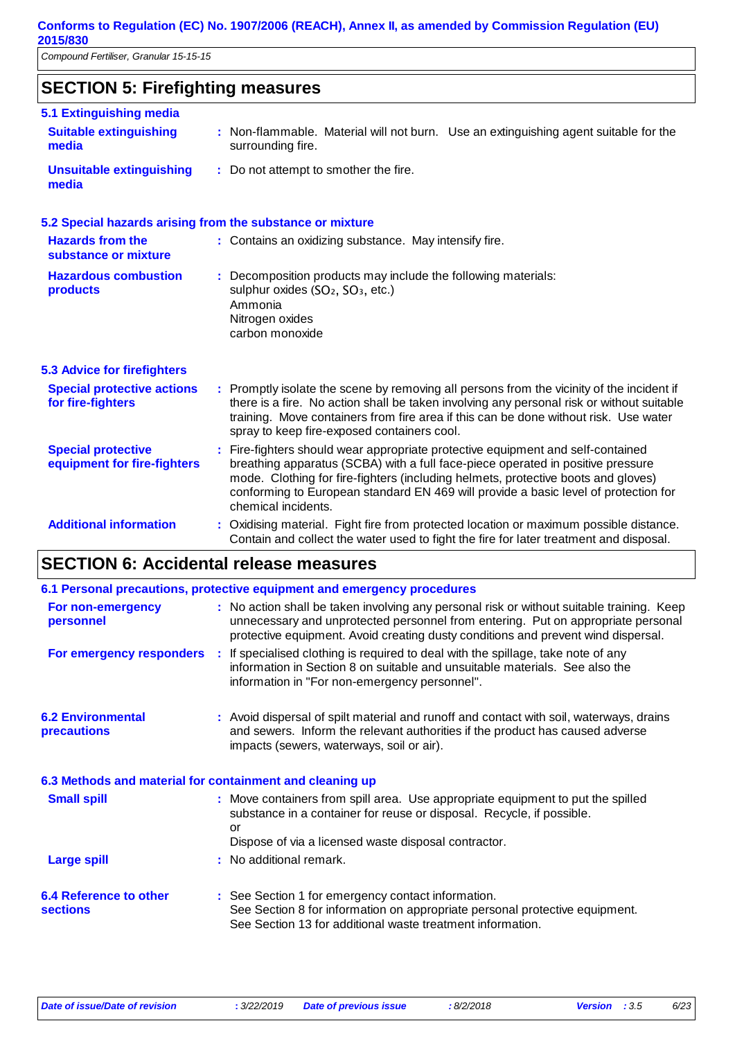## SECTION 5: Firefighting measures

### 5.1 Extinguishing media

**Suitable extinguishing media** : Non-flammable. Material will not burn. Use an extinguishing agent suitable for the surrounding fire.

**Unsuitable extinguishing media** : Do not attempt to smother the fire.

### 5.2 Special hazards arising from the substance or mixture

**Hazards from the substance or mixture** : Contains an oxidizing substance. May intensify fire.

**Hazardous combustion products** : Decomposition products may include the following materials:
sulphur oxides ($SO_2$, $SO_3$, etc.)
Ammonia
Nitrogen oxides
carbon monoxide

### 5.3 Advice for firefighters

**Special protective actions for fire-fighters** : Promptly isolate the scene by removing all persons from the vicinity of the incident if there is a fire. No action shall be taken involving any personal risk or without suitable training. Move containers from fire area if this can be done without risk. Use water spray to keep fire-exposed containers cool.

**Special protective equipment for fire-fighters** : Fire-fighters should wear appropriate protective equipment and self-contained breathing apparatus (SCBA) with a full face-piece operated in positive pressure mode. Clothing for fire-fighters (including helmets, protective boots and gloves) conforming to European standard EN 469 will provide a basic level of protection for chemical incidents.

**Additional information** : Oxidising material. Fight fire from protected location or maximum possible distance. Contain and collect the water used to fight the fire for later treatment and disposal.

## SECTION 6: Accidental release measures

### 6.1 Personal precautions, protective equipment and emergency procedures

**For non-emergency personnel** : No action shall be taken involving any personal risk or without suitable training. Keep unnecessary and unprotected personnel from entering. Put on appropriate personal protective equipment. Avoid creating dusty conditions and prevent wind dispersal.

**For emergency responders** : If specialised clothing is required to deal with the spillage, take note of any information in Section 8 on suitable and unsuitable materials. See also the information in "For non-emergency personnel".

### 6.2 Environmental precautions

: Avoid dispersal of spilt material and runoff and contact with soil, waterways, drains and sewers. Inform the relevant authorities if the product has caused adverse impacts (sewers, waterways, soil or air).

### 6.3 Methods and material for containment and cleaning up

**Small spill** : Move containers from spill area. Use appropriate equipment to put the spilled substance in a container for reuse or disposal. Recycle, if possible.
or
Dispose of via a licensed waste disposal contractor.

**Large spill** : No additional remark.

### 6.4 Reference to other sections

: See Section 1 for emergency contact information.
See Section 8 for information on appropriate personal protective equipment.
See Section 13 for additional waste treatment information.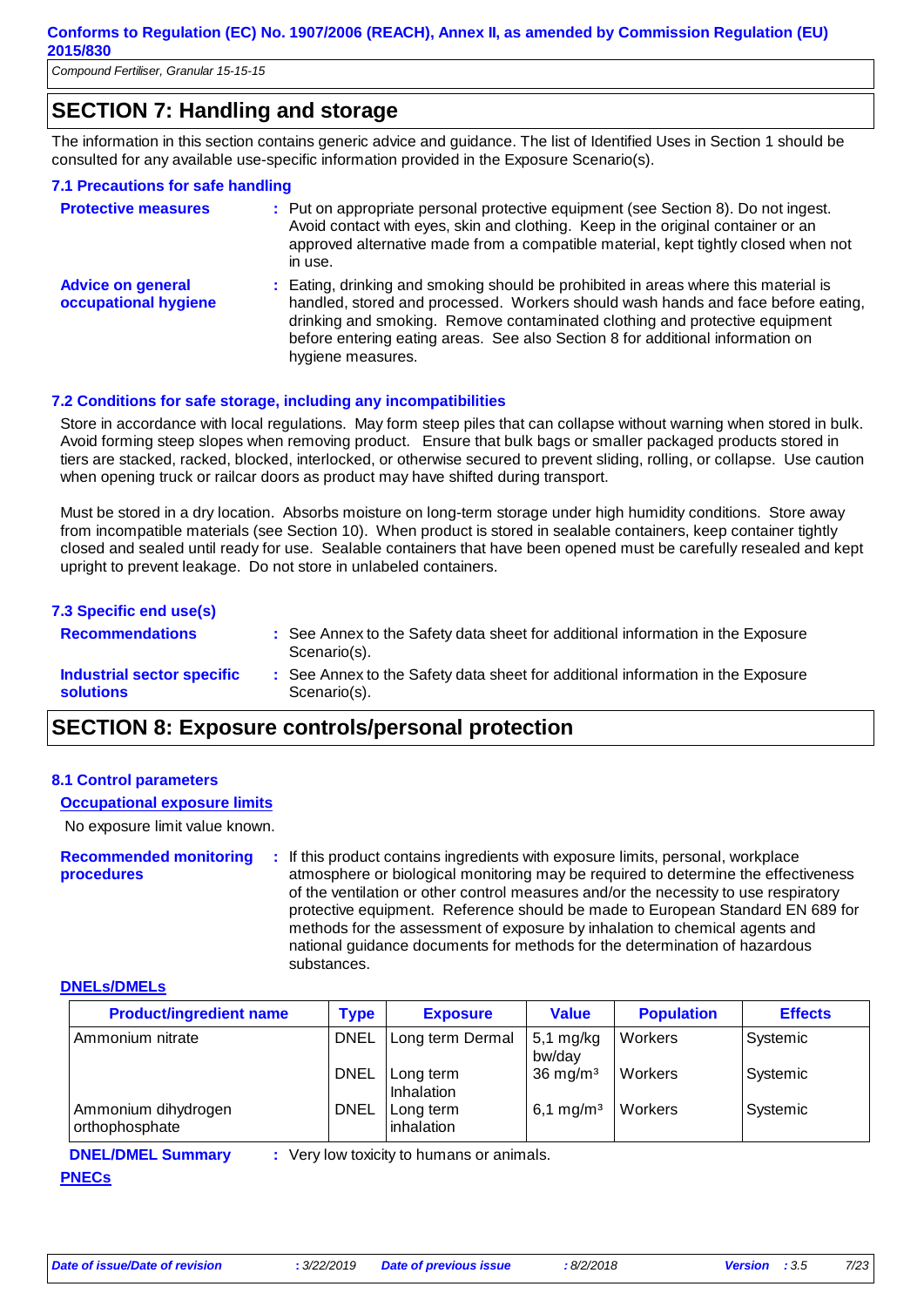## SECTION 7: Handling and storage

The information in this section contains generic advice and guidance. The list of Identified Uses in Section 1 should be consulted for any available use-specific information provided in the Exposure Scenario(s).

### 7.1 Precautions for safe handling

**Protective measures** : Put on appropriate personal protective equipment (see Section 8). Do not ingest. Avoid contact with eyes, skin and clothing. Keep in the original container or an approved alternative made from a compatible material, kept tightly closed when not in use.

**Advice on general occupational hygiene** : Eating, drinking and smoking should be prohibited in areas where this material is handled, stored and processed. Workers should wash hands and face before eating, drinking and smoking. Remove contaminated clothing and protective equipment before entering eating areas. See also Section 8 for additional information on hygiene measures.

### 7.2 Conditions for safe storage, including any incompatibilities

Store in accordance with local regulations. May form steep piles that can collapse without warning when stored in bulk. Avoid forming steep slopes when removing product. Ensure that bulk bags or smaller packaged products stored in tiers are stacked, racked, blocked, interlocked, or otherwise secured to prevent sliding, rolling, or collapse. Use caution when opening truck or railcar doors as product may have shifted during transport.

Must be stored in a dry location. Absorbs moisture on long-term storage under high humidity conditions. Store away from incompatible materials (see Section 10). When product is stored in sealable containers, keep container tightly closed and sealed until ready for use. Sealable containers that have been opened must be carefully resealed and kept upright to prevent leakage. Do not store in unlabeled containers.

### 7.3 Specific end use(s)

**Recommendations** : See Annex to the Safety data sheet for additional information in the Exposure Scenario(s).

**Industrial sector specific solutions** : See Annex to the Safety data sheet for additional information in the Exposure Scenario(s).

## SECTION 8: Exposure controls/personal protection

### 8.1 Control parameters

**Occupational exposure limits**

No exposure limit value known.

**Recommended monitoring procedures** : If this product contains ingredients with exposure limits, personal, workplace atmosphere or biological monitoring may be required to determine the effectiveness of the ventilation or other control measures and/or the necessity to use respiratory protective equipment. Reference should be made to European Standard EN 689 for methods for the assessment of exposure by inhalation to chemical agents and national guidance documents for methods for the determination of hazardous substances.

**DNELs/DMELs**

| Product/ingredient name | Type | Exposure | Value | Population | Effects |
|---|---|---|---|---|---|
| Ammonium nitrate | DNEL | Long term Dermal | 5,1 mg/kg bw/day | Workers | Systemic |
| | DNEL | Long term Inhalation | 36 mg/m³ | Workers | Systemic |
| Ammonium dihydrogen orthophosphate | DNEL | Long term inhalation | 6,1 mg/m³ | Workers | Systemic |

**DNEL/DMEL Summary** : Very low toxicity to humans or animals.

**PNECs**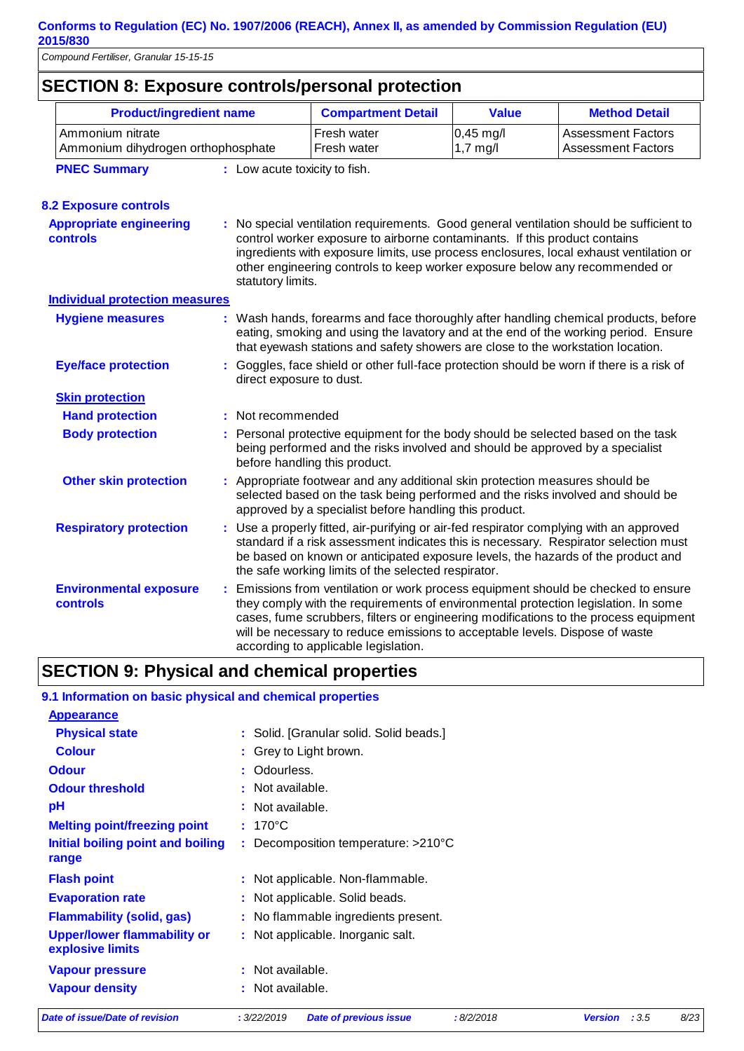## SECTION 8: Exposure controls/personal protection

| Product/ingredient name | Compartment Detail | Value | Method Detail |
|---|---|---|---|
| Ammonium nitrate | Fresh water | 0,45 mg/l | Assessment Factors |
| Ammonium dihydrogen orthophosphate | Fresh water | 1,7 mg/l | Assessment Factors |

**PNEC Summary** : Low acute toxicity to fish.

### 8.2 Exposure controls

**Appropriate engineering controls** : No special ventilation requirements. Good general ventilation should be sufficient to control worker exposure to airborne contaminants. If this product contains ingredients with exposure limits, use process enclosures, local exhaust ventilation or other engineering controls to keep worker exposure below any recommended or statutory limits.

**Individual protection measures**

**Hygiene measures** : Wash hands, forearms and face thoroughly after handling chemical products, before eating, smoking and using the lavatory and at the end of the working period. Ensure that eyewash stations and safety showers are close to the workstation location.

**Eye/face protection** : Goggles, face shield or other full-face protection should be worn if there is a risk of direct exposure to dust.

**Skin protection**

**Hand protection** : Not recommended

**Body protection** : Personal protective equipment for the body should be selected based on the task being performed and the risks involved and should be approved by a specialist before handling this product.

**Other skin protection** : Appropriate footwear and any additional skin protection measures should be selected based on the task being performed and the risks involved and should be approved by a specialist before handling this product.

**Respiratory protection** : Use a properly fitted, air-purifying or air-fed respirator complying with an approved standard if a risk assessment indicates this is necessary. Respirator selection must be based on known or anticipated exposure levels, the hazards of the product and the safe working limits of the selected respirator.

**Environmental exposure controls** : Emissions from ventilation or work process equipment should be checked to ensure they comply with the requirements of environmental protection legislation. In some cases, fume scrubbers, filters or engineering modifications to the process equipment will be necessary to reduce emissions to acceptable levels. Dispose of waste according to applicable legislation.

## SECTION 9: Physical and chemical properties

### 9.1 Information on basic physical and chemical properties

**Appearance**

**Physical state** : Solid. [Granular solid. Solid beads.]

**Colour** : Grey to Light brown.

**Odour** : Odourless.

**Odour threshold** : Not available.

**pH** : Not available.

**Melting point/freezing point** : 170°C

**Initial boiling point and boiling range** : Decomposition temperature: >210°C

**Flash point** : Not applicable. Non-flammable.

**Evaporation rate** : Not applicable. Solid beads.

**Flammability (solid, gas)** : No flammable ingredients present.

**Upper/lower flammability or explosive limits** : Not applicable. Inorganic salt.

**Vapour pressure** : Not available.

**Vapour density** : Not available.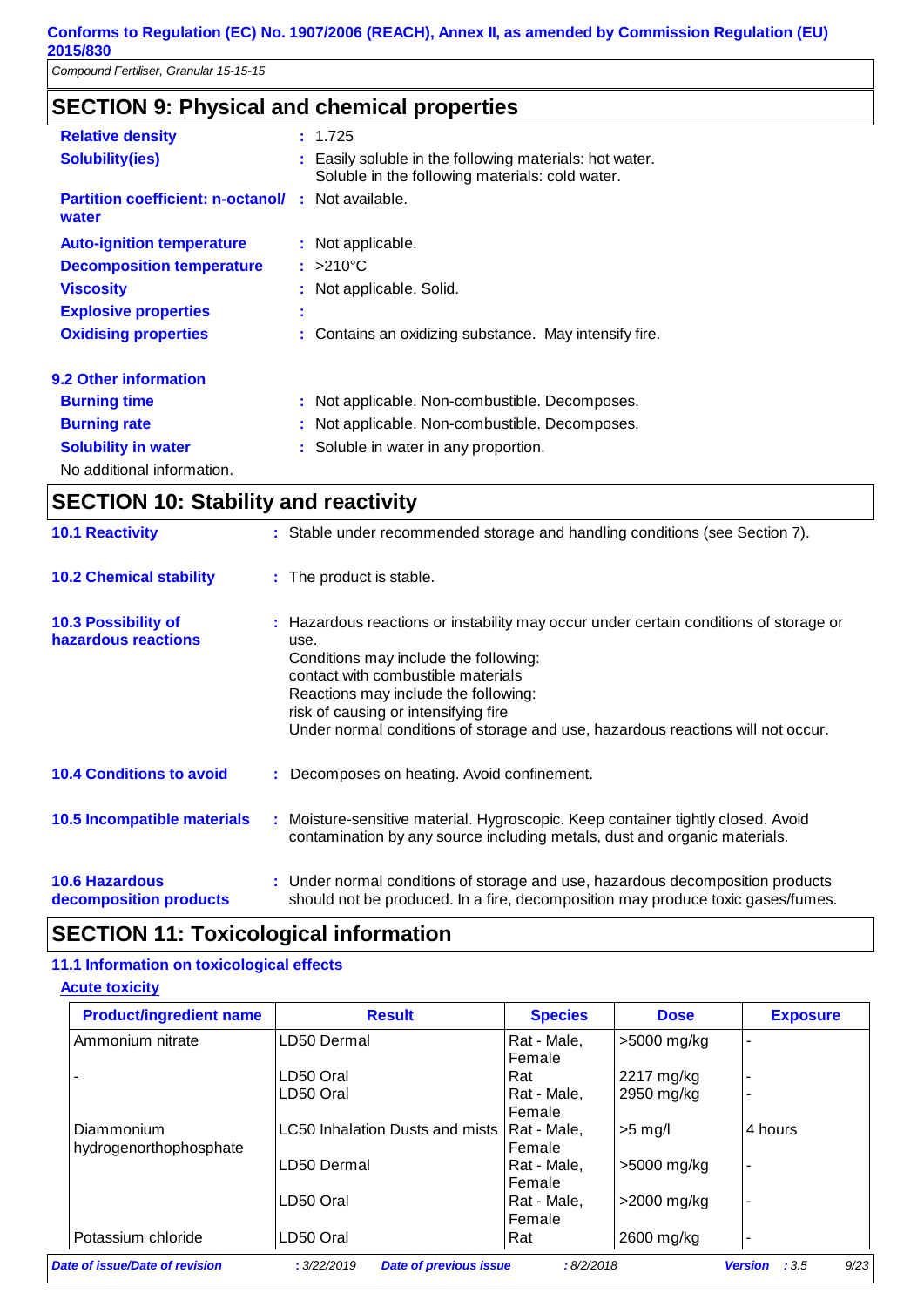## SECTION 9: Physical and chemical properties

**Relative density** : 1.725

**Solubility(ies)** : Easily soluble in the following materials: hot water. Soluble in the following materials: cold water.

**Partition coefficient: n-octanol/ water** : Not available.

**Auto-ignition temperature** : Not applicable.

**Decomposition temperature** : >210°C

**Viscosity** : Not applicable. Solid.

**Explosive properties** :

**Oxidising properties** : Contains an oxidizing substance. May intensify fire.

### 9.2 Other information

**Burning time** : Not applicable. Non-combustible. Decomposes.

**Burning rate** : Not applicable. Non-combustible. Decomposes.

**Solubility in water** : Soluble in water in any proportion.

No additional information.

## SECTION 10: Stability and reactivity

**10.1 Reactivity** : Stable under recommended storage and handling conditions (see Section 7).

**10.2 Chemical stability** : The product is stable.

**10.3 Possibility of hazardous reactions** : Hazardous reactions or instability may occur under certain conditions of storage or use.
Conditions may include the following:
contact with combustible materials
Reactions may include the following:
risk of causing or intensifying fire
Under normal conditions of storage and use, hazardous reactions will not occur.

**10.4 Conditions to avoid** : Decomposes on heating. Avoid confinement.

**10.5 Incompatible materials** : Moisture-sensitive material. Hygroscopic. Keep container tightly closed. Avoid contamination by any source including metals, dust and organic materials.

**10.6 Hazardous decomposition products** : Under normal conditions of storage and use, hazardous decomposition products should not be produced. In a fire, decomposition may produce toxic gases/fumes.

## SECTION 11: Toxicological information

### 11.1 Information on toxicological effects

**Acute toxicity**

| Product/ingredient name | Result | Species | Dose | Exposure |
|---|---|---|---|---|
| Ammonium nitrate | LD50 Dermal | Rat - Male, Female | >5000 mg/kg | - |
| - | LD50 Oral | Rat | 2217 mg/kg | - |
| | LD50 Oral | Rat - Male, Female | 2950 mg/kg | - |
| Diammonium hydrogenorthophosphate | LC50 Inhalation Dusts and mists | Rat - Male, Female | >5 mg/l | 4 hours |
| | LD50 Dermal | Rat - Male, Female | >5000 mg/kg | - |
| | LD50 Oral | Rat - Male, Female | >2000 mg/kg | - |
| Potassium chloride | LD50 Oral | Rat | 2600 mg/kg | - |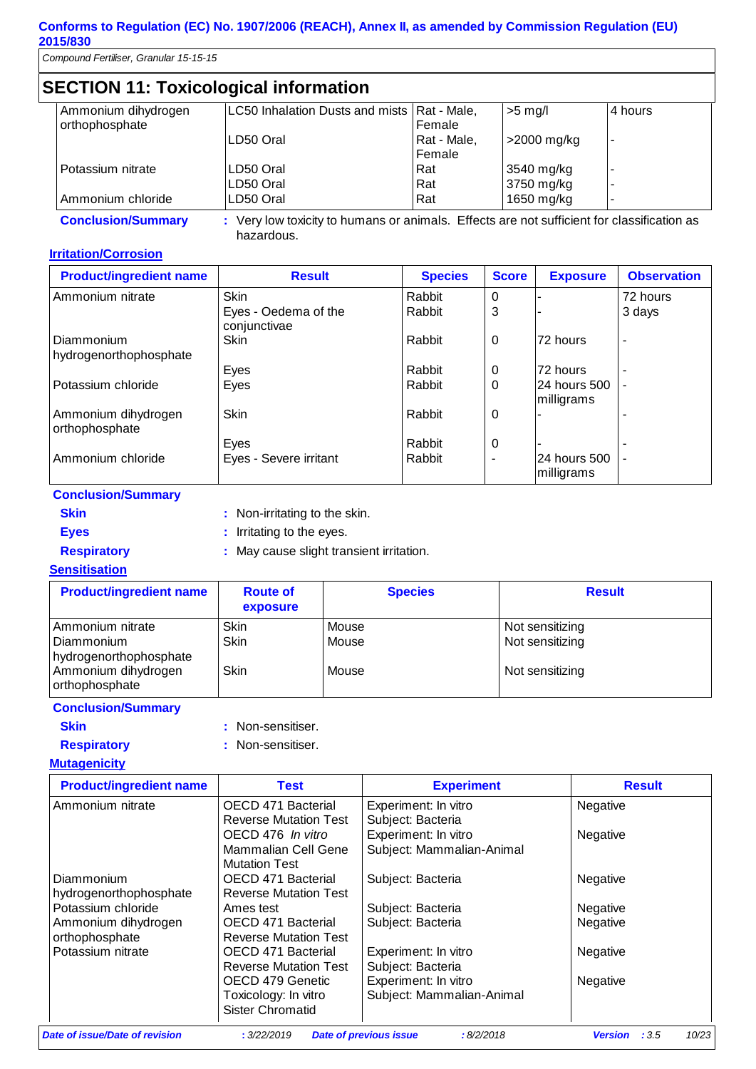## SECTION 11: Toxicological information

| | | | | |
|---|---|---|---|---|
| Ammonium dihydrogen orthophosphate | LC50 Inhalation Dusts and mists | Rat - Male, Female | >5 mg/l | 4 hours |
| | LD50 Oral | Rat - Male, Female | >2000 mg/kg | - |
| Potassium nitrate | LD50 Oral | Rat | 3540 mg/kg | - |
| | LD50 Oral | Rat | 3750 mg/kg | - |
| Ammonium chloride | LD50 Oral | Rat | 1650 mg/kg | - |

**Conclusion/Summary** : Very low toxicity to humans or animals. Effects are not sufficient for classification as hazardous.

### Irritation/Corrosion

| Product/ingredient name | Result | Species | Score | Exposure | Observation |
|---|---|---|---|---|---|
| Ammonium nitrate | Skin | Rabbit | 0 | - | 72 hours |
| | Eyes - Oedema of the conjunctivae | Rabbit | 3 | - | 3 days |
| Diammonium hydrogenorthophosphate | Skin | Rabbit | 0 | 72 hours | - |
| | Eyes | Rabbit | 0 | 72 hours | - |
| Potassium chloride | Eyes | Rabbit | 0 | 24 hours 500 milligrams | - |
| Ammonium dihydrogen orthophosphate | Skin | Rabbit | 0 | - | - |
| | Eyes | Rabbit | 0 | - | - |
| Ammonium chloride | Eyes - Severe irritant | Rabbit | - | 24 hours 500 milligrams | - |

**Conclusion/Summary**

**Skin** : Non-irritating to the skin.

**Eyes** : Irritating to the eyes.

**Respiratory** : May cause slight transient irritation.

### Sensitisation

| Product/ingredient name | Route of exposure | Species | Result |
|---|---|---|---|
| Ammonium nitrate | Skin | Mouse | Not sensitizing |
| Diammonium hydrogenorthophosphate | Skin | Mouse | Not sensitizing |
| Ammonium dihydrogen orthophosphate | Skin | Mouse | Not sensitizing |

**Conclusion/Summary**

**Skin** : Non-sensitiser.

**Respiratory** : Non-sensitiser.

### Mutagenicity

| Product/ingredient name | Test | Experiment | Result |
|---|---|---|---|
| Ammonium nitrate | OECD 471 Bacterial Reverse Mutation Test | Experiment: In vitro Subject: Bacteria | Negative |
| | OECD 476 *In vitro* Mammalian Cell Gene Mutation Test | Experiment: In vitro Subject: Mammalian-Animal | Negative |
| Diammonium hydrogenorthophosphate | OECD 471 Bacterial Reverse Mutation Test | Subject: Bacteria | Negative |
| Potassium chloride | Ames test | Subject: Bacteria | Negative |
| Ammonium dihydrogen orthophosphate | OECD 471 Bacterial Reverse Mutation Test | Subject: Bacteria | Negative |
| Potassium nitrate | OECD 471 Bacterial Reverse Mutation Test | Experiment: In vitro Subject: Bacteria | Negative |
| | OECD 479 Genetic Toxicology: In vitro Sister Chromatid | Experiment: In vitro Subject: Mammalian-Animal | Negative |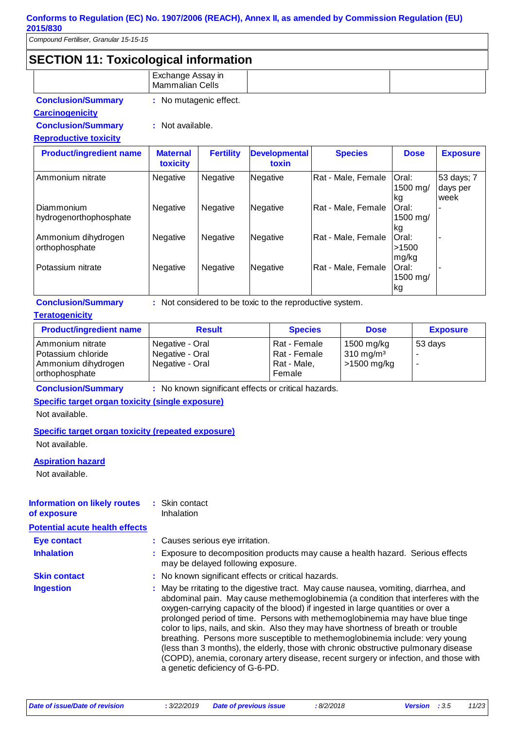## SECTION 11: Toxicological information

| | Exchange Assay in Mammalian Cells | | |
|---|---|---|---|

**Conclusion/Summary** : No mutagenic effect.

**Carcinogenicity**

**Conclusion/Summary** : Not available.

**Reproductive toxicity**

| Product/ingredient name | Maternal toxicity | Fertility | Developmental toxin | Species | Dose | Exposure |
|---|---|---|---|---|---|---|
| Ammonium nitrate | Negative | Negative | Negative | Rat - Male, Female | Oral: 1500 mg/kg | 53 days; 7 days per week |
| Diammonium hydrogenorthophosphate | Negative | Negative | Negative | Rat - Male, Female | Oral: 1500 mg/kg | - |
| Ammonium dihydrogen orthophosphate | Negative | Negative | Negative | Rat - Male, Female | Oral: >1500 mg/kg | - |
| Potassium nitrate | Negative | Negative | Negative | Rat - Male, Female | Oral: 1500 mg/kg | - |

**Conclusion/Summary** : Not considered to be toxic to the reproductive system.

**Teratogenicity**

| Product/ingredient name | Result | Species | Dose | Exposure |
|---|---|---|---|---|
| Ammonium nitrate | Negative - Oral | Rat - Female | 1500 mg/kg | 53 days |
| Potassium chloride | Negative - Oral | Rat - Female | 310 mg/m³ | - |
| Ammonium dihydrogen orthophosphate | Negative - Oral | Rat - Male, Female | >1500 mg/kg | - |

**Conclusion/Summary** : No known significant effects or critical hazards.

**Specific target organ toxicity (single exposure)**

Not available.

**Specific target organ toxicity (repeated exposure)**

Not available.

**Aspiration hazard**

Not available.

**Information on likely routes of exposure** : Skin contact
Inhalation

**Potential acute health effects**

**Eye contact** : Causes serious eye irritation.

**Inhalation** : Exposure to decomposition products may cause a health hazard. Serious effects may be delayed following exposure.

**Skin contact** : No known significant effects or critical hazards.

**Ingestion** : May be rritating to the digestive tract. May cause nausea, vomiting, diarrhea, and abdominal pain. May cause methemoglobinemia (a condition that interferes with the oxygen-carrying capacity of the blood) if ingested in large quantities or over a prolonged period of time. Persons with methemoglobinemia may have blue tinge color to lips, nails, and skin. Also they may have shortness of breath or trouble breathing. Persons more susceptible to methemoglobinemia include: very young (less than 3 months), the elderly, those with chronic obstructive pulmonary disease (COPD), anemia, coronary artery disease, recent surgery or infection, and those with a genetic deficiency of G-6-PD.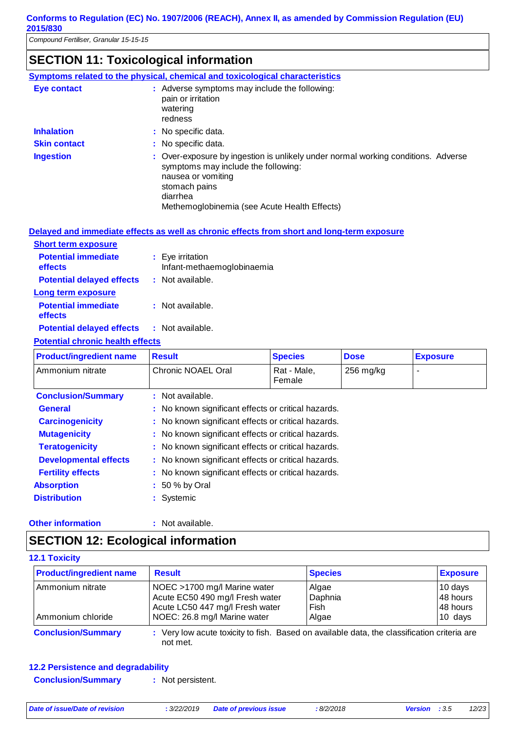## SECTION 11: Toxicological information

### Symptoms related to the physical, chemical and toxicological characteristics

**Eye contact** : Adverse symptoms may include the following:
pain or irritation
watering
redness

**Inhalation** : No specific data.

**Skin contact** : No specific data.

**Ingestion** : Over-exposure by ingestion is unlikely under normal working conditions. Adverse symptoms may include the following:
nausea or vomiting
stomach pains
diarrhea
Methemoglobinemia (see Acute Health Effects)

### Delayed and immediate effects as well as chronic effects from short and long-term exposure

**Short term exposure**

**Potential immediate effects** : Eye irritation
Infant-methaemoglobinaemia

**Potential delayed effects** : Not available.

**Long term exposure**

**Potential immediate effects** : Not available.

**Potential delayed effects** : Not available.

**Potential chronic health effects**

| Product/ingredient name | Result | Species | Dose | Exposure |
|---|---|---|---|---|
| Ammonium nitrate | Chronic NOAEL Oral | Rat - Male, Female | 256 mg/kg | - |

**Conclusion/Summary** : Not available.

**General** : No known significant effects or critical hazards.

**Carcinogenicity** : No known significant effects or critical hazards.

**Mutagenicity** : No known significant effects or critical hazards.

**Teratogenicity** : No known significant effects or critical hazards.

**Developmental effects** : No known significant effects or critical hazards.

**Fertility effects** : No known significant effects or critical hazards.

**Absorption** : 50 % by Oral

**Distribution** : Systemic

**Other information** : Not available.

## SECTION 12: Ecological information

### 12.1 Toxicity

| Product/ingredient name | Result | Species | Exposure |
|---|---|---|---|
| Ammonium nitrate | NOEC >1700 mg/l Marine water | Algae | 10 days |
| | Acute EC50 490 mg/l Fresh water | Daphnia | 48 hours |
| | Acute LC50 447 mg/l Fresh water | Fish | 48 hours |
| Ammonium chloride | NOEC: 26.8 mg/l Marine water | Algae | 10 days |

**Conclusion/Summary** : Very low acute toxicity to fish. Based on available data, the classification criteria are not met.

### 12.2 Persistence and degradability

**Conclusion/Summary** : Not persistent.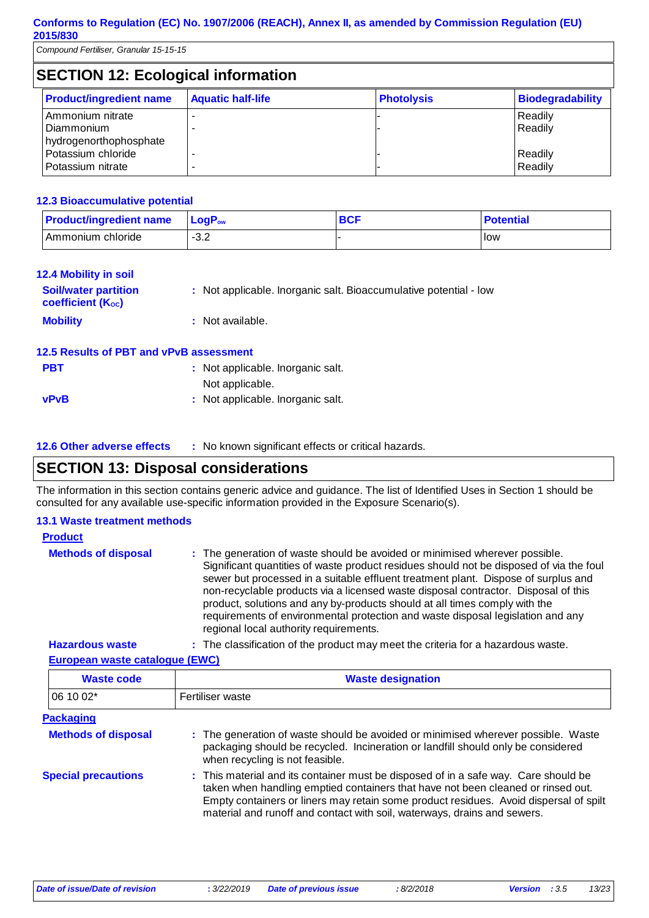## SECTION 12: Ecological information

| Product/ingredient name | Aquatic half-life | Photolysis | Biodegradability |
|---|---|---|---|
| Ammonium nitrate | - | - | Readily |
| Diammonium hydrogenorthophosphate | - | - | Readily |
| Potassium chloride | - | - | Readily |
| Potassium nitrate | - | - | Readily |

### 12.3 Bioaccumulative potential

| Product/ingredient name | $LogP_{ow}$ | BCF | Potential |
|---|---|---|---|
| Ammonium chloride | -3.2 | - | low |

### 12.4 Mobility in soil

**Soil/water partition coefficient ($K_{OC}$)** : Not applicable. Inorganic salt. Bioaccumulative potential - low

**Mobility** : Not available.

### 12.5 Results of PBT and vPvB assessment

**PBT** : Not applicable. Inorganic salt.
Not applicable.

**vPvB** : Not applicable. Inorganic salt.

### 12.6 Other adverse effects

: No known significant effects or critical hazards.

## SECTION 13: Disposal considerations

The information in this section contains generic advice and guidance. The list of Identified Uses in Section 1 should be consulted for any available use-specific information provided in the Exposure Scenario(s).

### 13.1 Waste treatment methods

**Product**

**Methods of disposal** : The generation of waste should be avoided or minimised wherever possible. Significant quantities of waste product residues should not be disposed of via the foul sewer but processed in a suitable effluent treatment plant. Dispose of surplus and non-recyclable products via a licensed waste disposal contractor. Disposal of this product, solutions and any by-products should at all times comply with the requirements of environmental protection and waste disposal legislation and any regional local authority requirements.

**Hazardous waste** : The classification of the product may meet the criteria for a hazardous waste.

**European waste catalogue (EWC)**

| Waste code | Waste designation |
|---|---|
| 06 10 02* | Fertiliser waste |

**Packaging**

**Methods of disposal** : The generation of waste should be avoided or minimised wherever possible. Waste packaging should be recycled. Incineration or landfill should only be considered when recycling is not feasible.

**Special precautions** : This material and its container must be disposed of in a safe way. Care should be taken when handling emptied containers that have not been cleaned or rinsed out. Empty containers or liners may retain some product residues. Avoid dispersal of spilt material and runoff and contact with soil, waterways, drains and sewers.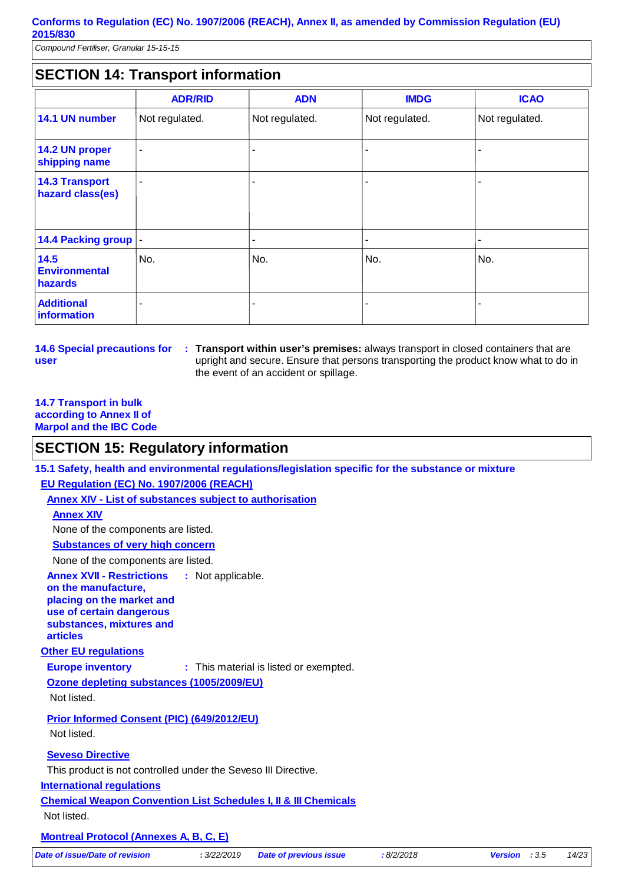## SECTION 14: Transport information

| | ADR/RID | ADN | IMDG | ICAO |
|---|---|---|---|---|
| **14.1 UN number** | Not regulated. | Not regulated. | Not regulated. | Not regulated. |
| **14.2 UN proper shipping name** | - | - | - | - |
| **14.3 Transport hazard class(es)** | - | - | - | - |
| **14.4 Packing group** | - | - | - | - |
| **14.5 Environmental hazards** | No. | No. | No. | No. |
| **Additional information** | - | - | - | - |

**14.6 Special precautions for user** : **Transport within user's premises:** always transport in closed containers that are upright and secure. Ensure that persons transporting the product know what to do in the event of an accident or spillage.

**14.7 Transport in bulk according to Annex II of Marpol and the IBC Code**

## SECTION 15: Regulatory information

### 15.1 Safety, health and environmental regulations/legislation specific for the substance or mixture

**EU Regulation (EC) No. 1907/2006 (REACH)**

**Annex XIV - List of substances subject to authorisation**

**Annex XIV**

None of the components are listed.

**Substances of very high concern**

None of the components are listed.

**Annex XVII - Restrictions on the manufacture, placing on the market and use of certain dangerous substances, mixtures and articles** : Not applicable.

**Other EU regulations**

**Europe inventory** : This material is listed or exempted.

**Ozone depleting substances (1005/2009/EU)**

Not listed.

**Prior Informed Consent (PIC) (649/2012/EU)**

Not listed.

**Seveso Directive**

This product is not controlled under the Seveso III Directive.

**International regulations**

**Chemical Weapon Convention List Schedules I, II & III Chemicals**

Not listed.

**Montreal Protocol (Annexes A, B, C, E)**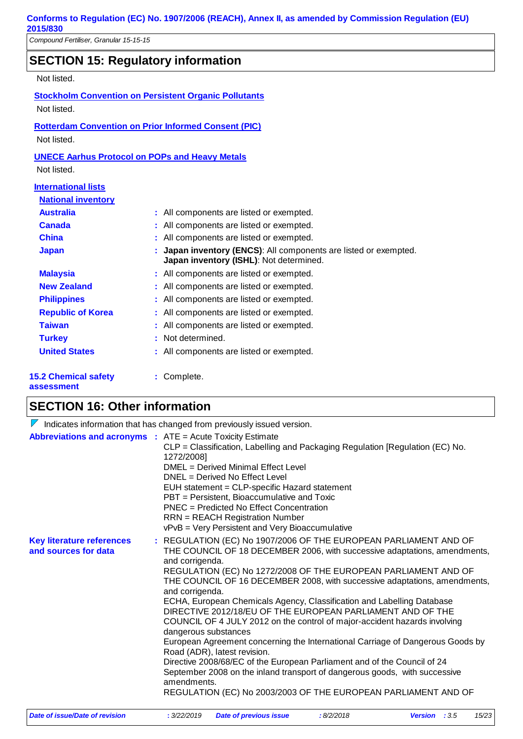## SECTION 15: Regulatory information

Not listed.

**Stockholm Convention on Persistent Organic Pollutants**

Not listed.

**Rotterdam Convention on Prior Informed Consent (PIC)**

Not listed.

**UNECE Aarhus Protocol on POPs and Heavy Metals**

Not listed.

**International lists**

**National inventory**

| | |
|---|---|
| **Australia** | : All components are listed or exempted. |
| **Canada** | : All components are listed or exempted. |
| **China** | : All components are listed or exempted. |
| **Japan** | : **Japan inventory (ENCS)**: All components are listed or exempted. **Japan inventory (ISHL)**: Not determined. |
| **Malaysia** | : All components are listed or exempted. |
| **New Zealand** | : All components are listed or exempted. |
| **Philippines** | : All components are listed or exempted. |
| **Republic of Korea** | : All components are listed or exempted. |
| **Taiwan** | : All components are listed or exempted. |
| **Turkey** | : Not determined. |
| **United States** | : All components are listed or exempted. |

**15.2 Chemical safety assessment** : Complete.

## SECTION 16: Other information

Indicates information that has changed from previously issued version.

**Abbreviations and acronyms** :
ATE = Acute Toxicity Estimate
CLP = Classification, Labelling and Packaging Regulation [Regulation (EC) No. 1272/2008]
DMEL = Derived Minimal Effect Level
DNEL = Derived No Effect Level
EUH statement = CLP-specific Hazard statement
PBT = Persistent, Bioaccumulative and Toxic
PNEC = Predicted No Effect Concentration
RRN = REACH Registration Number
vPvB = Very Persistent and Very Bioaccumulative

**Key literature references and sources for data** :
REGULATION (EC) No 1907/2006 OF THE EUROPEAN PARLIAMENT AND OF THE COUNCIL OF 18 DECEMBER 2006, with successive adaptations, amendments, and corrigenda.
REGULATION (EC) No 1272/2008 OF THE EUROPEAN PARLIAMENT AND OF THE COUNCIL OF 16 DECEMBER 2008, with successive adaptations, amendments, and corrigenda.
ECHA, European Chemicals Agency, Classification and Labelling Database
DIRECTIVE 2012/18/EU OF THE EUROPEAN PARLIAMENT AND OF THE COUNCIL OF 4 JULY 2012 on the control of major-accident hazards involving dangerous substances
European Agreement concerning the International Carriage of Dangerous Goods by Road (ADR), latest revision.
Directive 2008/68/EC of the European Parliament and of the Council of 24 September 2008 on the inland transport of dangerous goods, with successive amendments.
REGULATION (EC) No 2003/2003 OF THE EUROPEAN PARLIAMENT AND OF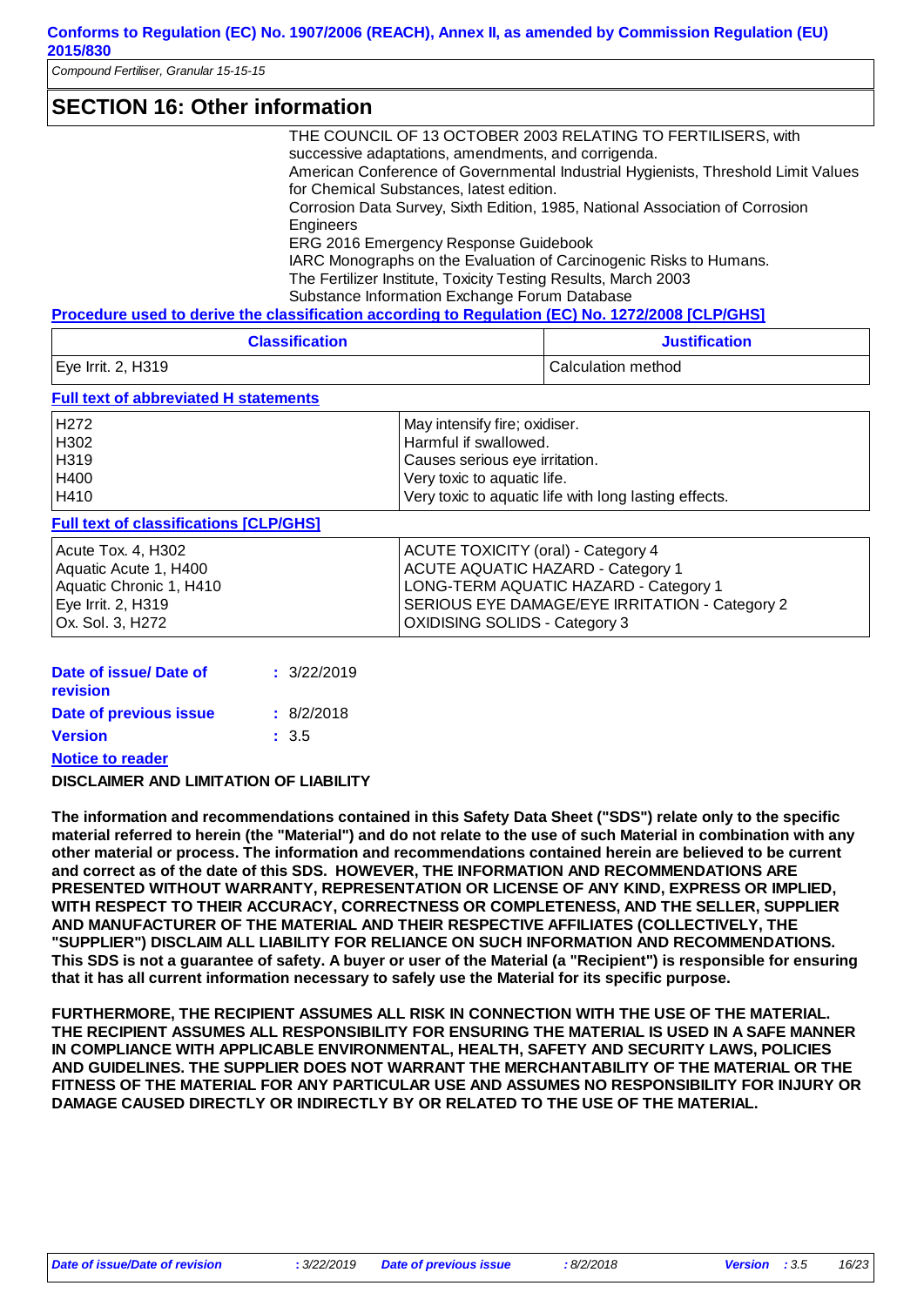## SECTION 16: Other information

THE COUNCIL OF 13 OCTOBER 2003 RELATING TO FERTILISERS, with successive adaptations, amendments, and corrigenda.
American Conference of Governmental Industrial Hygienists, Threshold Limit Values for Chemical Substances, latest edition.
Corrosion Data Survey, Sixth Edition, 1985, National Association of Corrosion Engineers
ERG 2016 Emergency Response Guidebook
IARC Monographs on the Evaluation of Carcinogenic Risks to Humans.
The Fertilizer Institute, Toxicity Testing Results, March 2003
Substance Information Exchange Forum Database

**Procedure used to derive the classification according to Regulation (EC) No. 1272/2008 [CLP/GHS]**

| Classification | Justification |
|---|---|
| Eye Irrit. 2, H319 | Calculation method |

**Full text of abbreviated H statements**

| | |
|---|---|
| H272 | May intensify fire; oxidiser. |
| H302 | Harmful if swallowed. |
| H319 | Causes serious eye irritation. |
| H400 | Very toxic to aquatic life. |
| H410 | Very toxic to aquatic life with long lasting effects. |

**Full text of classifications [CLP/GHS]**

| | |
|---|---|
| Acute Tox. 4, H302 | ACUTE TOXICITY (oral) - Category 4 |
| Aquatic Acute 1, H400 | ACUTE AQUATIC HAZARD - Category 1 |
| Aquatic Chronic 1, H410 | LONG-TERM AQUATIC HAZARD - Category 1 |
| Eye Irrit. 2, H319 | SERIOUS EYE DAMAGE/EYE IRRITATION - Category 2 |
| Ox. Sol. 3, H272 | OXIDISING SOLIDS - Category 3 |

**Date of issue/ Date of revision** : 3/22/2019

**Date of previous issue** : 8/2/2018

**Version** : 3.5

**Notice to reader**

**DISCLAIMER AND LIMITATION OF LIABILITY**

**The information and recommendations contained in this Safety Data Sheet ("SDS") relate only to the specific material referred to herein (the "Material") and do not relate to the use of such Material in combination with any other material or process. The information and recommendations contained herein are believed to be current and correct as of the date of this SDS. HOWEVER, THE INFORMATION AND RECOMMENDATIONS ARE PRESENTED WITHOUT WARRANTY, REPRESENTATION OR LICENSE OF ANY KIND, EXPRESS OR IMPLIED, WITH RESPECT TO THEIR ACCURACY, CORRECTNESS OR COMPLETENESS, AND THE SELLER, SUPPLIER AND MANUFACTURER OF THE MATERIAL AND THEIR RESPECTIVE AFFILIATES (COLLECTIVELY, THE "SUPPLIER") DISCLAIM ALL LIABILITY FOR RELIANCE ON SUCH INFORMATION AND RECOMMENDATIONS. This SDS is not a guarantee of safety. A buyer or user of the Material (a "Recipient") is responsible for ensuring that it has all current information necessary to safely use the Material for its specific purpose.**

**FURTHERMORE, THE RECIPIENT ASSUMES ALL RISK IN CONNECTION WITH THE USE OF THE MATERIAL. THE RECIPIENT ASSUMES ALL RESPONSIBILITY FOR ENSURING THE MATERIAL IS USED IN A SAFE MANNER IN COMPLIANCE WITH APPLICABLE ENVIRONMENTAL, HEALTH, SAFETY AND SECURITY LAWS, POLICIES AND GUIDELINES. THE SUPPLIER DOES NOT WARRANT THE MERCHANTABILITY OF THE MATERIAL OR THE FITNESS OF THE MATERIAL FOR ANY PARTICULAR USE AND ASSUMES NO RESPONSIBILITY FOR INJURY OR DAMAGE CAUSED DIRECTLY OR INDIRECTLY BY OR RELATED TO THE USE OF THE MATERIAL.**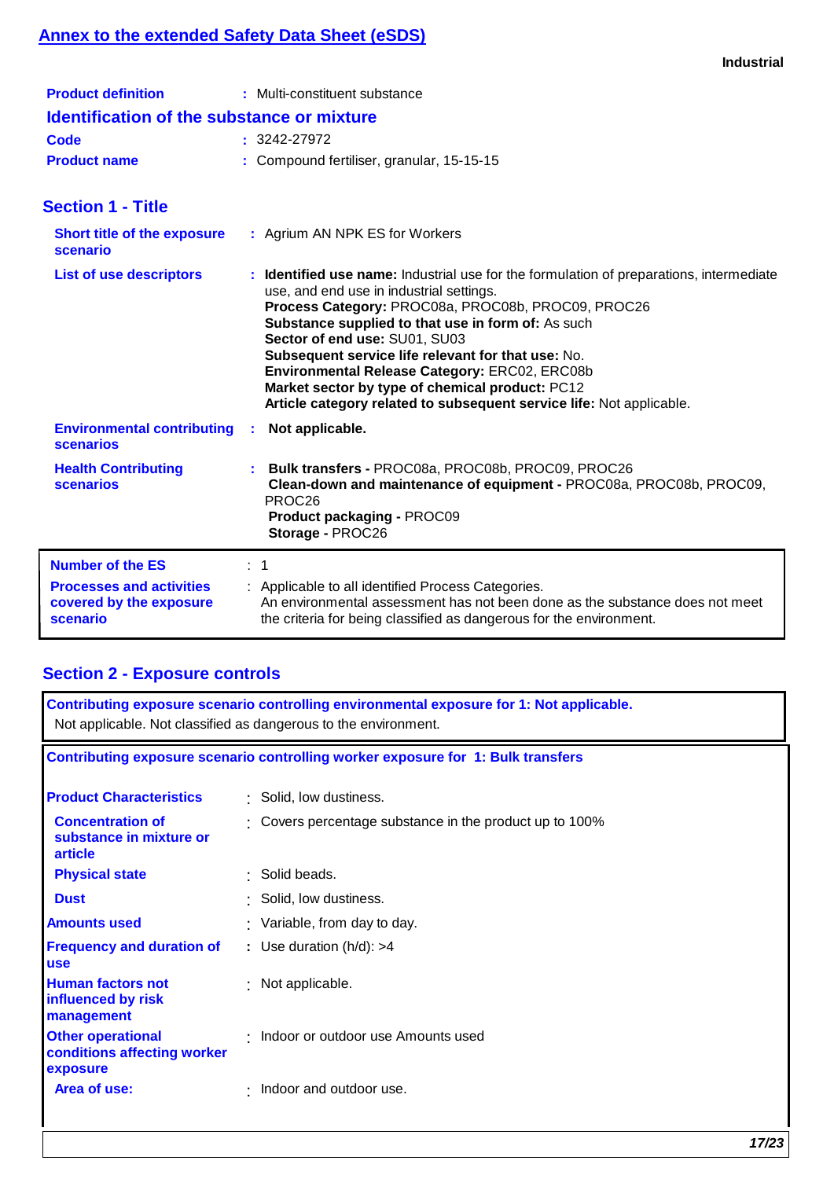## Annex to the extended Safety Data Sheet (eSDS)

**Industrial**

| | |
|---|---|
| **Product definition** | : Multi-constituent substance |

### Identification of the substance or mixture

| | |
|---|---|
| **Code** | : 3242-27972 |
| **Product name** | : Compound fertiliser, granular, 15-15-15 |

## Section 1 - Title

| | |
|---|---|
| **Short title of the exposure scenario** | : Agrium AN NPK ES for Workers |
| **List of use descriptors** | : **Identified use name:** Industrial use for the formulation of preparations, intermediate use, and end use in industrial settings.<br>**Process Category:** PROC08a, PROC08b, PROC09, PROC26<br>**Substance supplied to that use in form of:** As such<br>**Sector of end use:** SU01, SU03<br>**Subsequent service life relevant for that use:** No.<br>**Environmental Release Category:** ERC02, ERC08b<br>**Market sector by type of chemical product:** PC12<br>**Article category related to subsequent service life:** Not applicable. |
| **Environmental contributing scenarios** | : **Not applicable.** |
| **Health Contributing scenarios** | : **Bulk transfers -** PROC08a, PROC08b, PROC09, PROC26<br>**Clean-down and maintenance of equipment -** PROC08a, PROC08b, PROC09, PROC26<br>**Product packaging -** PROC09<br>**Storage -** PROC26 |

| | |
|---|---|
| **Number of the ES** | : 1 |
| **Processes and activities covered by the exposure scenario** | : Applicable to all identified Process Categories.<br>An environmental assessment has not been done as the substance does not meet the criteria for being classified as dangerous for the environment. |

## Section 2 - Exposure controls

**Contributing exposure scenario controlling environmental exposure for 1: Not applicable.**

Not applicable. Not classified as dangerous to the environment.

**Contributing exposure scenario controlling worker exposure for 1: Bulk transfers**

| | |
|---|---|
| **Product Characteristics** | : Solid, low dustiness. |
| **Concentration of substance in mixture or article** | : Covers percentage substance in the product up to 100% |
| **Physical state** | : Solid beads. |
| **Dust** | : Solid, low dustiness. |
| **Amounts used** | : Variable, from day to day. |
| **Frequency and duration of use** | : Use duration (h/d): >4 |
| **Human factors not influenced by risk management** | : Not applicable. |
| **Other operational conditions affecting worker exposure** | : Indoor or outdoor use Amounts used |
| **Area of use:** | : Indoor and outdoor use. |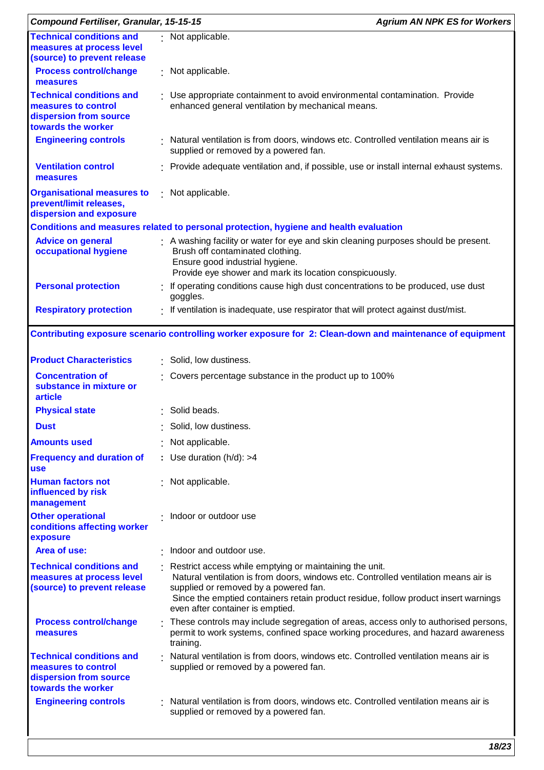| | |
|---|---|
| **Technical conditions and measures at process level (source) to prevent release** | : Not applicable. |
| **Process control/change measures** | : Not applicable. |
| **Technical conditions and measures to control dispersion from source towards the worker** | : Use appropriate containment to avoid environmental contamination. Provide enhanced general ventilation by mechanical means. |
| **Engineering controls** | : Natural ventilation is from doors, windows etc. Controlled ventilation means air is supplied or removed by a powered fan. |
| **Ventilation control measures** | : Provide adequate ventilation and, if possible, use or install internal exhaust systems. |
| **Organisational measures to prevent/limit releases, dispersion and exposure** | : Not applicable. |

**Conditions and measures related to personal protection, hygiene and health evaluation**

| | |
|---|---|
| **Advice on general occupational hygiene** | : A washing facility or water for eye and skin cleaning purposes should be present. Brush off contaminated clothing. Ensure good industrial hygiene. Provide eye shower and mark its location conspicuously. |
| **Personal protection** | : If operating conditions cause high dust concentrations to be produced, use dust goggles. |
| **Respiratory protection** | : If ventilation is inadequate, use respirator that will protect against dust/mist. |

**Contributing exposure scenario controlling worker exposure for 2: Clean-down and maintenance of equipment**

| | |
|---|---|
| **Product Characteristics** | : Solid, low dustiness. |
| **Concentration of substance in mixture or article** | : Covers percentage substance in the product up to 100% |
| **Physical state** | : Solid beads. |
| **Dust** | : Solid, low dustiness. |
| **Amounts used** | : Not applicable. |
| **Frequency and duration of use** | : Use duration (h/d): >4 |
| **Human factors not influenced by risk management** | : Not applicable. |
| **Other operational conditions affecting worker exposure** | : Indoor or outdoor use |
| **Area of use:** | : Indoor and outdoor use. |
| **Technical conditions and measures at process level (source) to prevent release** | : Restrict access while emptying or maintaining the unit. Natural ventilation is from doors, windows etc. Controlled ventilation means air is supplied or removed by a powered fan. Since the emptied containers retain product residue, follow product insert warnings even after container is emptied. |
| **Process control/change measures** | : These controls may include segregation of areas, access only to authorised persons, permit to work systems, confined space working procedures, and hazard awareness training. |
| **Technical conditions and measures to control dispersion from source towards the worker** | : Natural ventilation is from doors, windows etc. Controlled ventilation means air is supplied or removed by a powered fan. |
| **Engineering controls** | : Natural ventilation is from doors, windows etc. Controlled ventilation means air is supplied or removed by a powered fan. |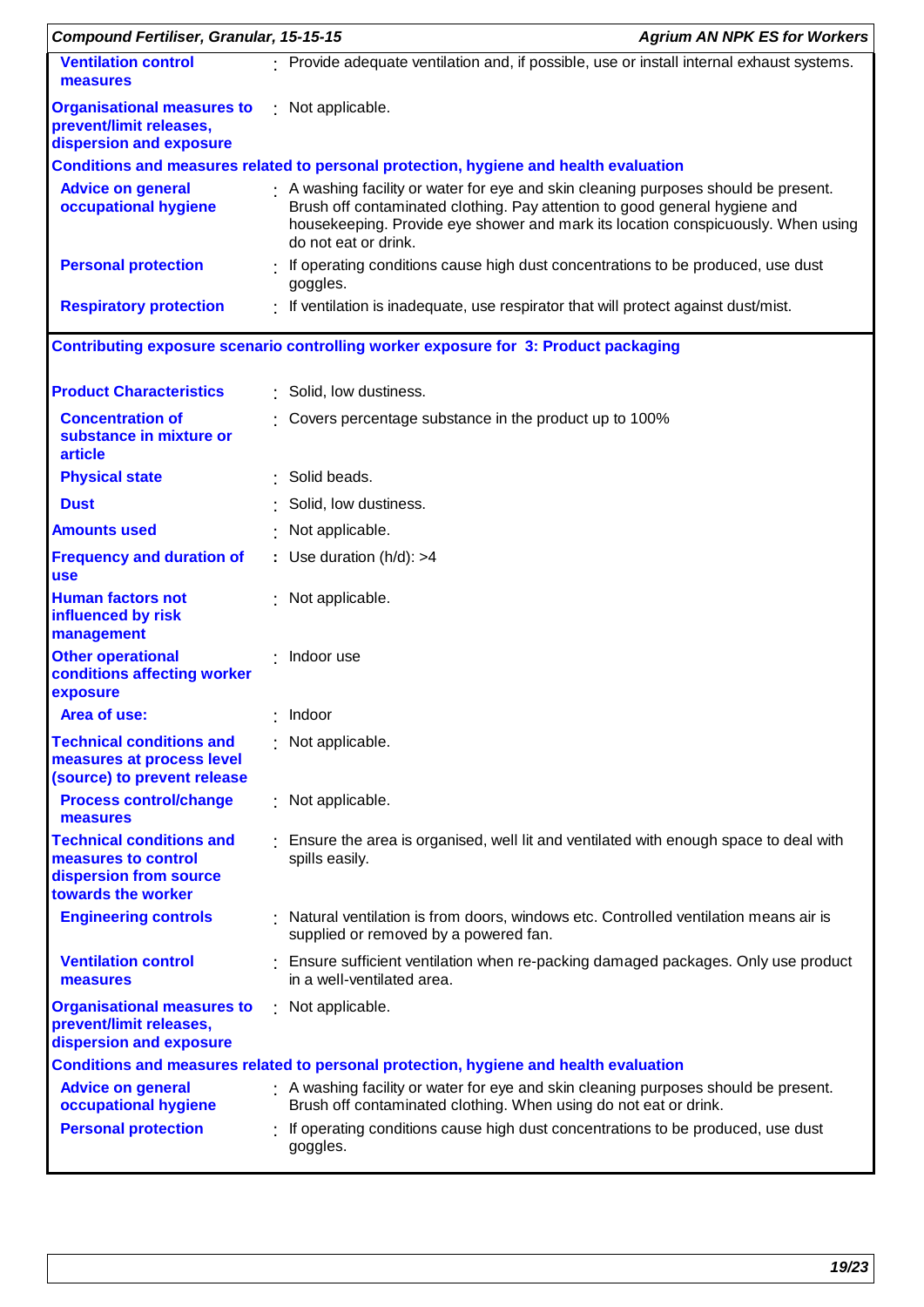| | |
|---|---|
| **Ventilation control measures** | Provide adequate ventilation and, if possible, use or install internal exhaust systems. |
| **Organisational measures to prevent/limit releases, dispersion and exposure** | Not applicable. |

**Conditions and measures related to personal protection, hygiene and health evaluation**

| | |
|---|---|
| **Advice on general occupational hygiene** | A washing facility or water for eye and skin cleaning purposes should be present. Brush off contaminated clothing. Pay attention to good general hygiene and housekeeping. Provide eye shower and mark its location conspicuously. When using do not eat or drink. |
| **Personal protection** | If operating conditions cause high dust concentrations to be produced, use dust goggles. |
| **Respiratory protection** | If ventilation is inadequate, use respirator that will protect against dust/mist. |

### Contributing exposure scenario controlling worker exposure for 3: Product packaging

| | |
|---|---|
| **Product Characteristics** | Solid, low dustiness. |
| **Concentration of substance in mixture or article** | Covers percentage substance in the product up to 100% |
| **Physical state** | Solid beads. |
| **Dust** | Solid, low dustiness. |
| **Amounts used** | Not applicable. |
| **Frequency and duration of use** | Use duration (h/d): >4 |
| **Human factors not influenced by risk management** | Not applicable. |
| **Other operational conditions affecting worker exposure** | Indoor use |
| **Area of use:** | Indoor |
| **Technical conditions and measures at process level (source) to prevent release** | Not applicable. |
| **Process control/change measures** | Not applicable. |
| **Technical conditions and measures to control dispersion from source towards the worker** | Ensure the area is organised, well lit and ventilated with enough space to deal with spills easily. |
| **Engineering controls** | Natural ventilation is from doors, windows etc. Controlled ventilation means air is supplied or removed by a powered fan. |
| **Ventilation control measures** | Ensure sufficient ventilation when re-packing damaged packages. Only use product in a well-ventilated area. |
| **Organisational measures to prevent/limit releases, dispersion and exposure** | Not applicable. |

**Conditions and measures related to personal protection, hygiene and health evaluation**

| | |
|---|---|
| **Advice on general occupational hygiene** | A washing facility or water for eye and skin cleaning purposes should be present. Brush off contaminated clothing. When using do not eat or drink. |
| **Personal protection** | If operating conditions cause high dust concentrations to be produced, use dust goggles. |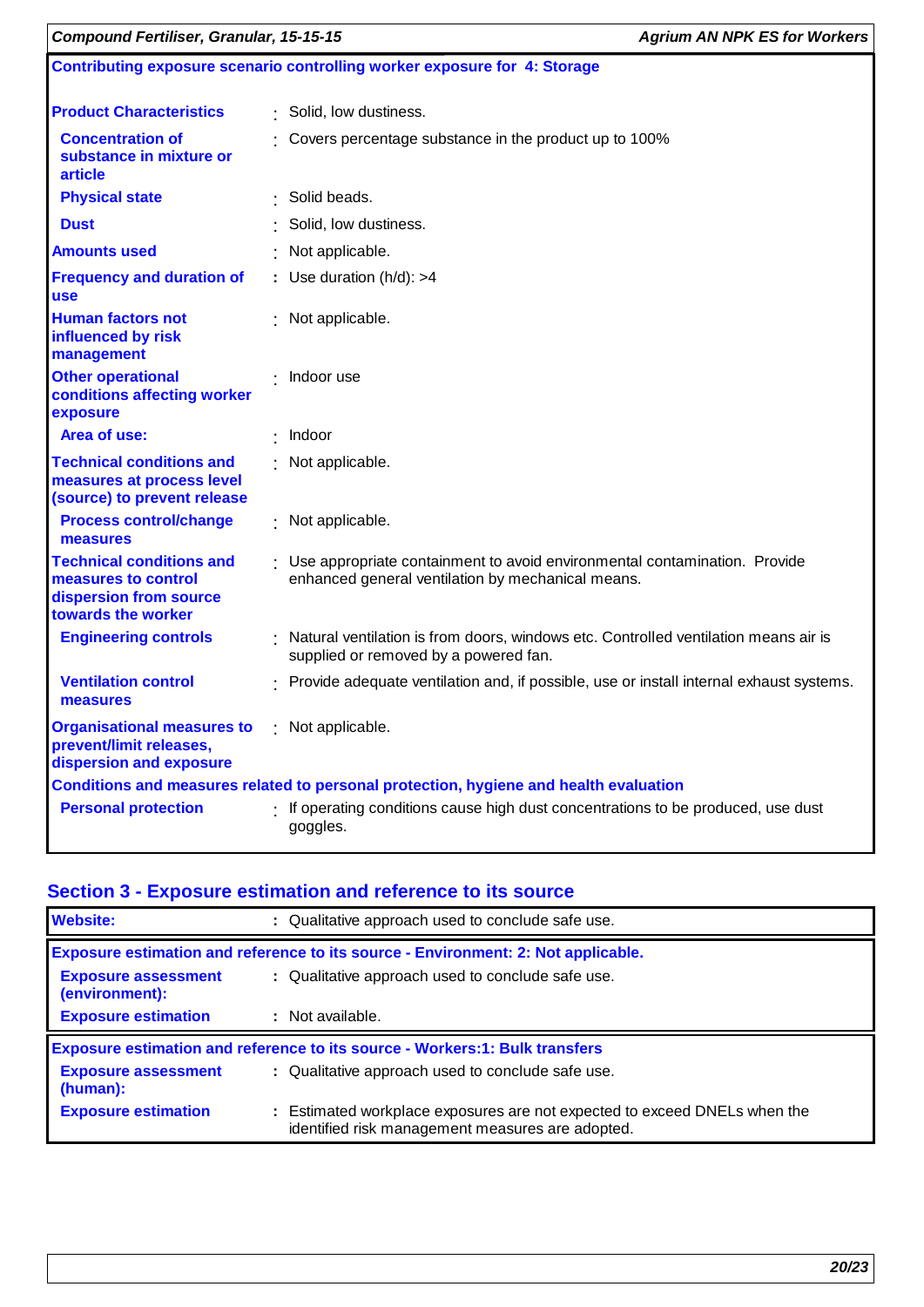**Contributing exposure scenario controlling worker exposure for 4: Storage**

| | |
|---|---|
| **Product Characteristics** | Solid, low dustiness. |
| **Concentration of substance in mixture or article** | Covers percentage substance in the product up to 100% |
| **Physical state** | Solid beads. |
| **Dust** | Solid, low dustiness. |
| **Amounts used** | Not applicable. |
| **Frequency and duration of use** | Use duration (h/d): >4 |
| **Human factors not influenced by risk management** | Not applicable. |
| **Other operational conditions affecting worker exposure** | Indoor use |
| **Area of use:** | Indoor |
| **Technical conditions and measures at process level (source) to prevent release** | Not applicable. |
| **Process control/change measures** | Not applicable. |
| **Technical conditions and measures to control dispersion from source towards the worker** | Use appropriate containment to avoid environmental contamination. Provide enhanced general ventilation by mechanical means. |
| **Engineering controls** | Natural ventilation is from doors, windows etc. Controlled ventilation means air is supplied or removed by a powered fan. |
| **Ventilation control measures** | Provide adequate ventilation and, if possible, use or install internal exhaust systems. |
| **Organisational measures to prevent/limit releases, dispersion and exposure** | Not applicable. |

**Conditions and measures related to personal protection, hygiene and health evaluation**

| | |
|---|---|
| **Personal protection** | If operating conditions cause high dust concentrations to be produced, use dust goggles. |

## Section 3 - Exposure estimation and reference to its source

| | |
|---|---|
| **Website:** | Qualitative approach used to conclude safe use. |

**Exposure estimation and reference to its source - Environment: 2: Not applicable.**

| | |
|---|---|
| **Exposure assessment (environment):** | Qualitative approach used to conclude safe use. |
| **Exposure estimation** | Not available. |

**Exposure estimation and reference to its source - Workers:1: Bulk transfers**

| | |
|---|---|
| **Exposure assessment (human):** | Qualitative approach used to conclude safe use. |
| **Exposure estimation** | Estimated workplace exposures are not expected to exceed DNELs when the identified risk management measures are adopted. |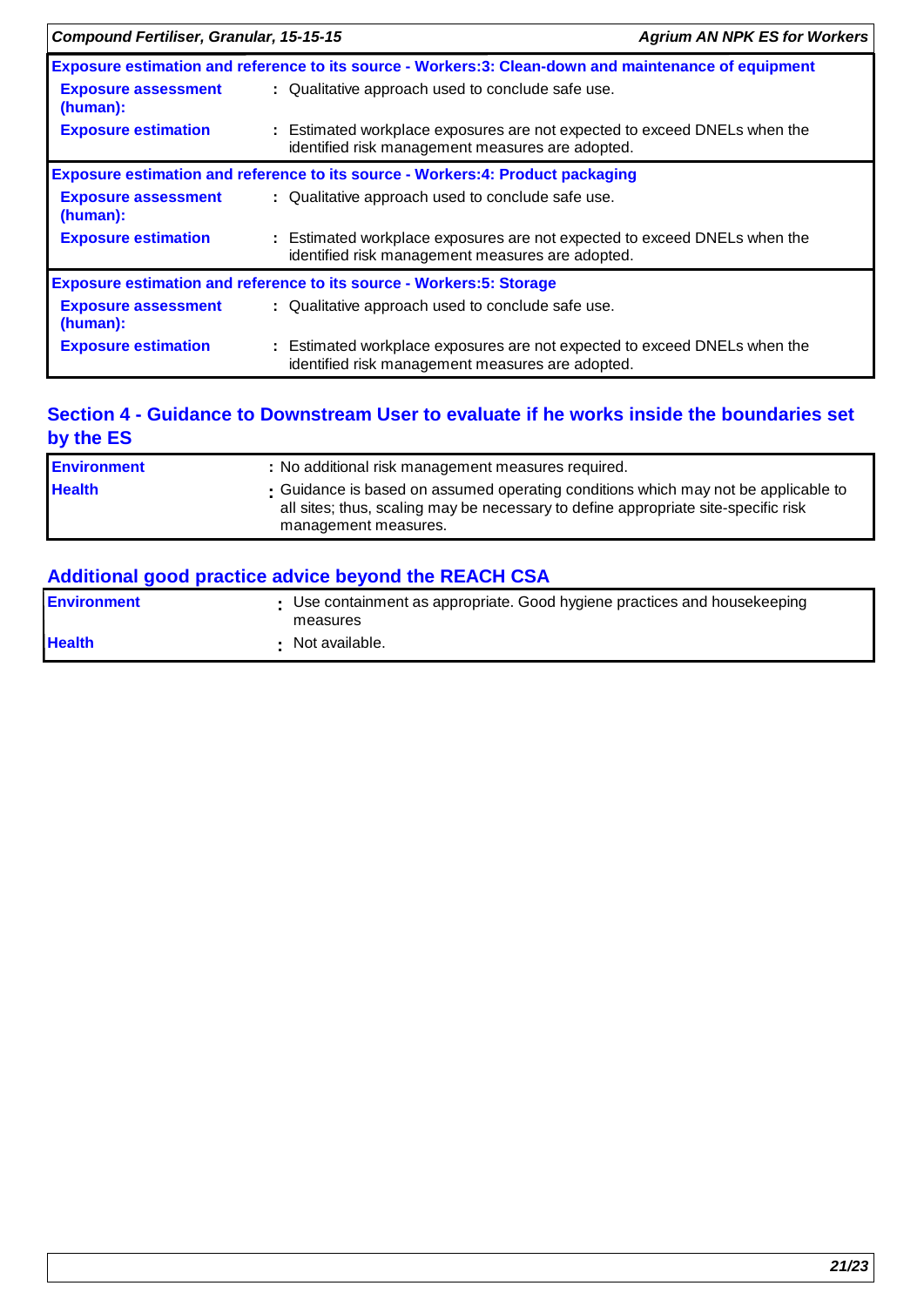| Exposure estimation and reference to its source - Workers:3: Clean-down and maintenance of equipment | |
|---|---|
| **Exposure assessment (human):** | : Qualitative approach used to conclude safe use. |
| **Exposure estimation** | : Estimated workplace exposures are not expected to exceed DNELs when the identified risk management measures are adopted. |

| Exposure estimation and reference to its source - Workers:4: Product packaging | |
|---|---|
| **Exposure assessment (human):** | : Qualitative approach used to conclude safe use. |
| **Exposure estimation** | : Estimated workplace exposures are not expected to exceed DNELs when the identified risk management measures are adopted. |

| Exposure estimation and reference to its source - Workers:5: Storage | |
|---|---|
| **Exposure assessment (human):** | : Qualitative approach used to conclude safe use. |
| **Exposure estimation** | : Estimated workplace exposures are not expected to exceed DNELs when the identified risk management measures are adopted. |

## Section 4 - Guidance to Downstream User to evaluate if he works inside the boundaries set by the ES

| | |
|---|---|
| **Environment** | : No additional risk management measures required. |
| **Health** | : Guidance is based on assumed operating conditions which may not be applicable to all sites; thus, scaling may be necessary to define appropriate site-specific risk management measures. |

## Additional good practice advice beyond the REACH CSA

| | |
|---|---|
| **Environment** | : Use containment as appropriate. Good hygiene practices and housekeeping measures |
| **Health** | : Not available. |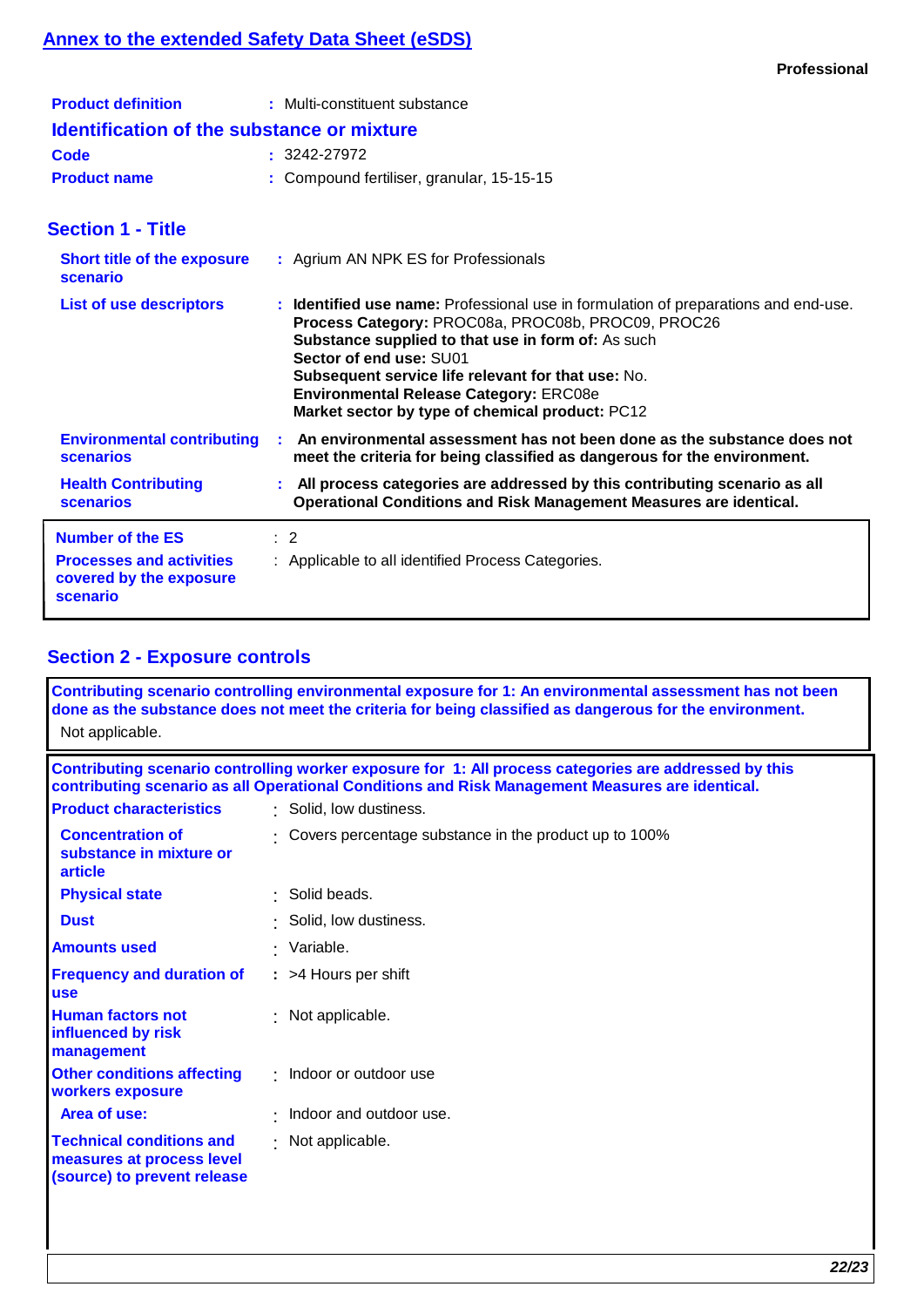## Annex to the extended Safety Data Sheet (eSDS)

**Professional**

| | |
|---|---|
| **Product definition** | : Multi-constituent substance |

### Identification of the substance or mixture

| | |
|---|---|
| **Code** | : 3242-27972 |
| **Product name** | : Compound fertiliser, granular, 15-15-15 |

## Section 1 - Title

| | |
|---|---|
| **Short title of the exposure scenario** | : Agrium AN NPK ES for Professionals |
| **List of use descriptors** | : **Identified use name:** Professional use in formulation of preparations and end-use.<br>**Process Category:** PROC08a, PROC08b, PROC09, PROC26<br>**Substance supplied to that use in form of:** As such<br>**Sector of end use:** SU01<br>**Subsequent service life relevant for that use:** No.<br>**Environmental Release Category:** ERC08e<br>**Market sector by type of chemical product:** PC12 |
| **Environmental contributing scenarios** | : **An environmental assessment has not been done as the substance does not meet the criteria for being classified as dangerous for the environment.** |
| **Health Contributing scenarios** | : **All process categories are addressed by this contributing scenario as all Operational Conditions and Risk Management Measures are identical.** |

| | |
|---|---|
| **Number of the ES** | : 2 |
| **Processes and activities covered by the exposure scenario** | : Applicable to all identified Process Categories. |

## Section 2 - Exposure controls

**Contributing scenario controlling environmental exposure for 1: An environmental assessment has not been done as the substance does not meet the criteria for being classified as dangerous for the environment.**

Not applicable.

**Contributing scenario controlling worker exposure for 1: All process categories are addressed by this contributing scenario as all Operational Conditions and Risk Management Measures are identical.**

| | |
|---|---|
| **Product characteristics** | : Solid, low dustiness. |
| **Concentration of substance in mixture or article** | : Covers percentage substance in the product up to 100% |
| **Physical state** | : Solid beads. |
| **Dust** | : Solid, low dustiness. |
| **Amounts used** | : Variable. |
| **Frequency and duration of use** | : >4 Hours per shift |
| **Human factors not influenced by risk management** | : Not applicable. |
| **Other conditions affecting workers exposure** | : Indoor or outdoor use |
| **Area of use:** | : Indoor and outdoor use. |
| **Technical conditions and measures at process level (source) to prevent release** | : Not applicable. |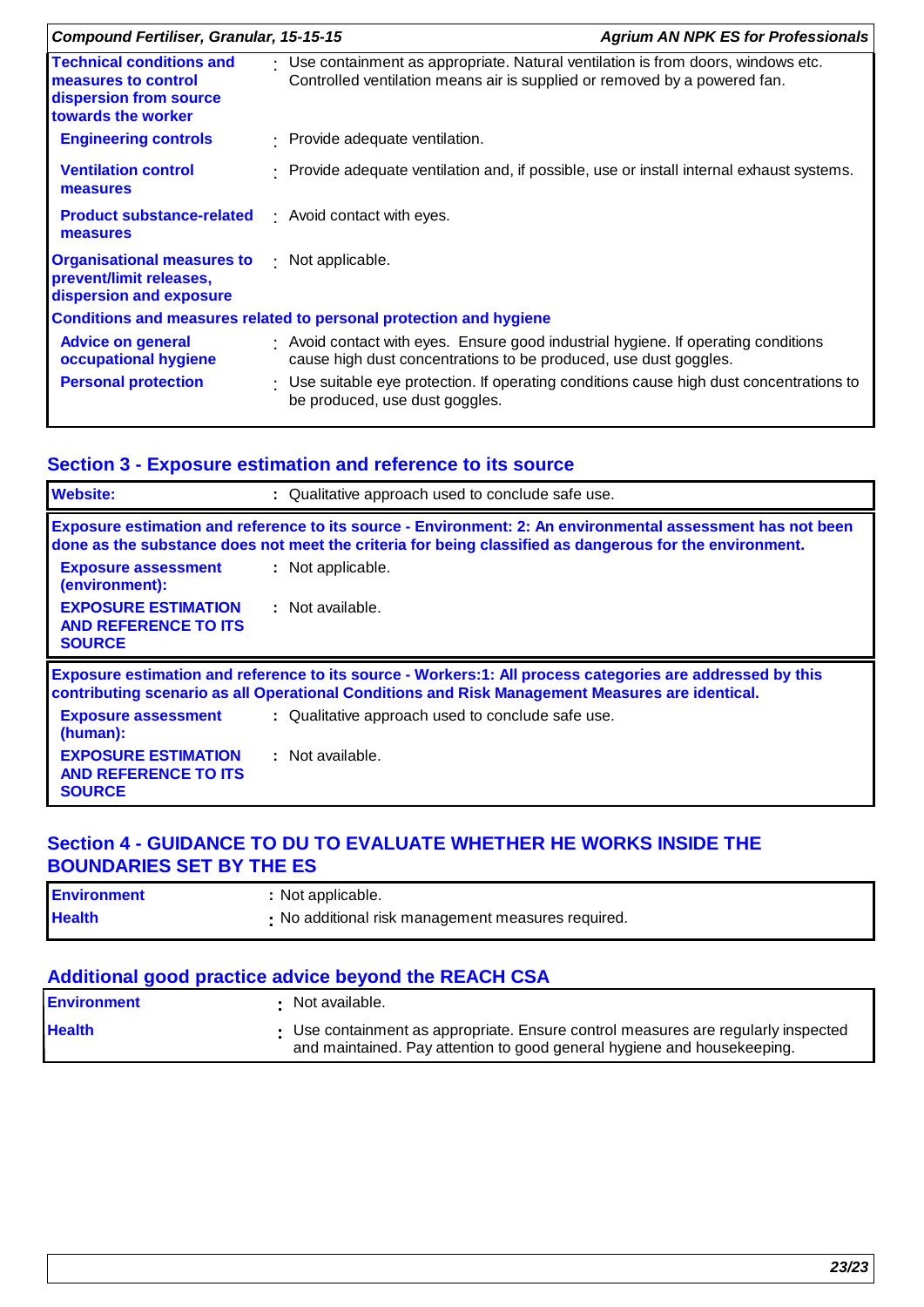| | |
|---|---|
| **Technical conditions and measures to control dispersion from source towards the worker** | : Use containment as appropriate. Natural ventilation is from doors, windows etc. Controlled ventilation means air is supplied or removed by a powered fan. |
| **Engineering controls** | : Provide adequate ventilation. |
| **Ventilation control measures** | : Provide adequate ventilation and, if possible, use or install internal exhaust systems. |
| **Product substance-related measures** | : Avoid contact with eyes. |
| **Organisational measures to prevent/limit releases, dispersion and exposure** | : Not applicable. |

**Conditions and measures related to personal protection and hygiene**

| | |
|---|---|
| **Advice on general occupational hygiene** | : Avoid contact with eyes. Ensure good industrial hygiene. If operating conditions cause high dust concentrations to be produced, use dust goggles. |
| **Personal protection** | : Use suitable eye protection. If operating conditions cause high dust concentrations to be produced, use dust goggles. |

## Section 3 - Exposure estimation and reference to its source

| | |
|---|---|
| **Website:** | : Qualitative approach used to conclude safe use. |

**Exposure estimation and reference to its source - Environment: 2: An environmental assessment has not been done as the substance does not meet the criteria for being classified as dangerous for the environment.**

| | |
|---|---|
| **Exposure assessment (environment):** | : Not applicable. |
| **EXPOSURE ESTIMATION AND REFERENCE TO ITS SOURCE** | : Not available. |

**Exposure estimation and reference to its source - Workers:1: All process categories are addressed by this contributing scenario as all Operational Conditions and Risk Management Measures are identical.**

| | |
|---|---|
| **Exposure assessment (human):** | : Qualitative approach used to conclude safe use. |
| **EXPOSURE ESTIMATION AND REFERENCE TO ITS SOURCE** | : Not available. |

## Section 4 - GUIDANCE TO DU TO EVALUATE WHETHER HE WORKS INSIDE THE BOUNDARIES SET BY THE ES

| | |
|---|---|
| **Environment** | : Not applicable. |
| **Health** | : No additional risk management measures required. |

## Additional good practice advice beyond the REACH CSA

| | |
|---|---|
| **Environment** | : Not available. |
| **Health** | : Use containment as appropriate. Ensure control measures are regularly inspected and maintained. Pay attention to good general hygiene and housekeeping. |